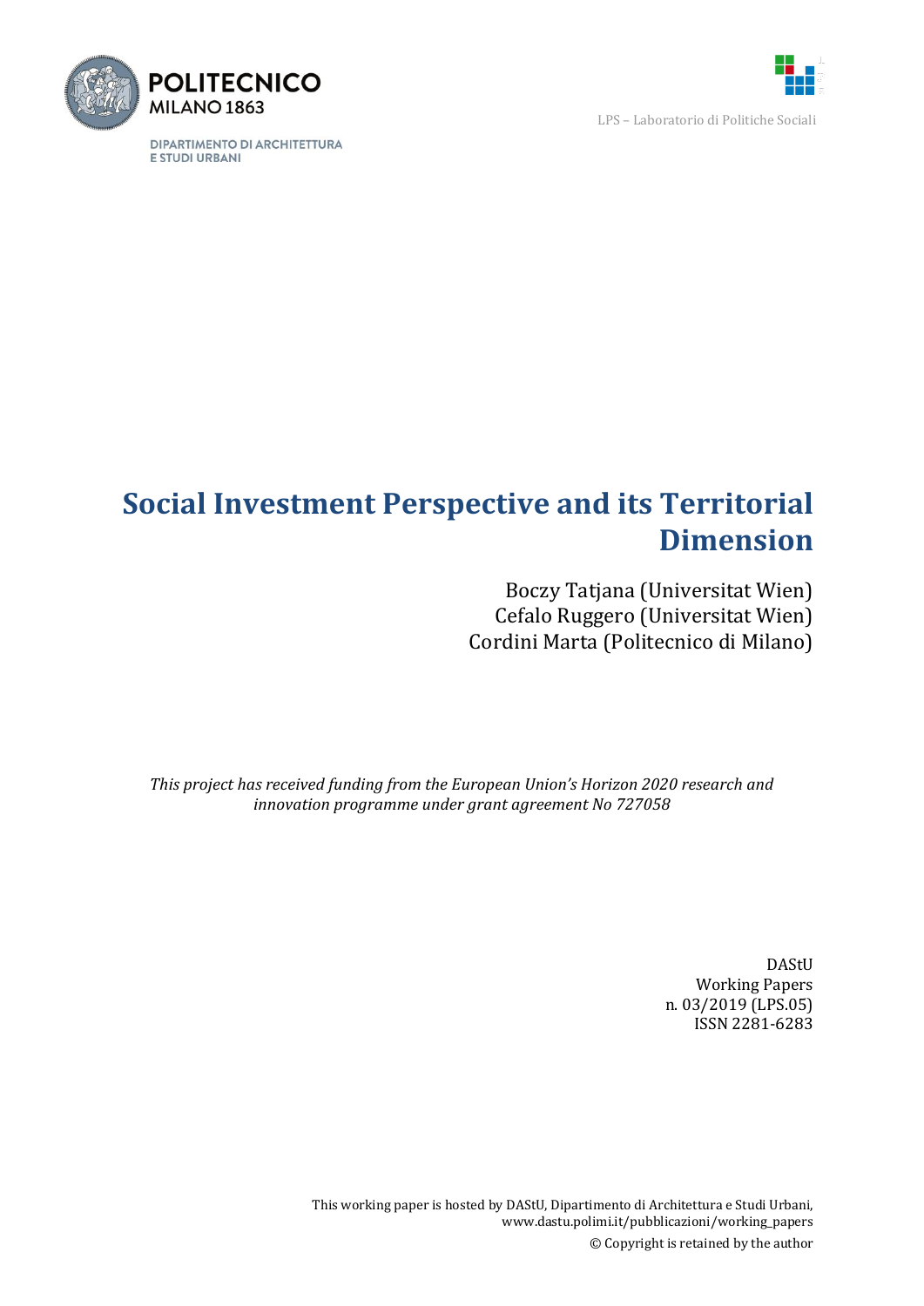POLITECNICO MILANO 1863

DIPARTIMENTO DI ARCHITETTURA E STUDI URBANI

LPS – Laboratorio di Politiche Sociali

# Social Investment Perspective and its Territorial Dimension

Boczy Tatjana (Universitat Wien)
Cefalo Ruggero (Universitat Wien)
Cordini Marta (Politecnico di Milano)

*This project has received funding from the European Union's Horizon 2020 research and innovation programme under grant agreement No 727058*

DAStU
Working Papers
n. 03/2019 (LPS.05)
ISSN 2281-6283

This working paper is hosted by DAStU, Dipartimento di Architettura e Studi Urbani, www.dastu.polimi.it/pubblicazioni/working_papers

© Copyright is retained by the author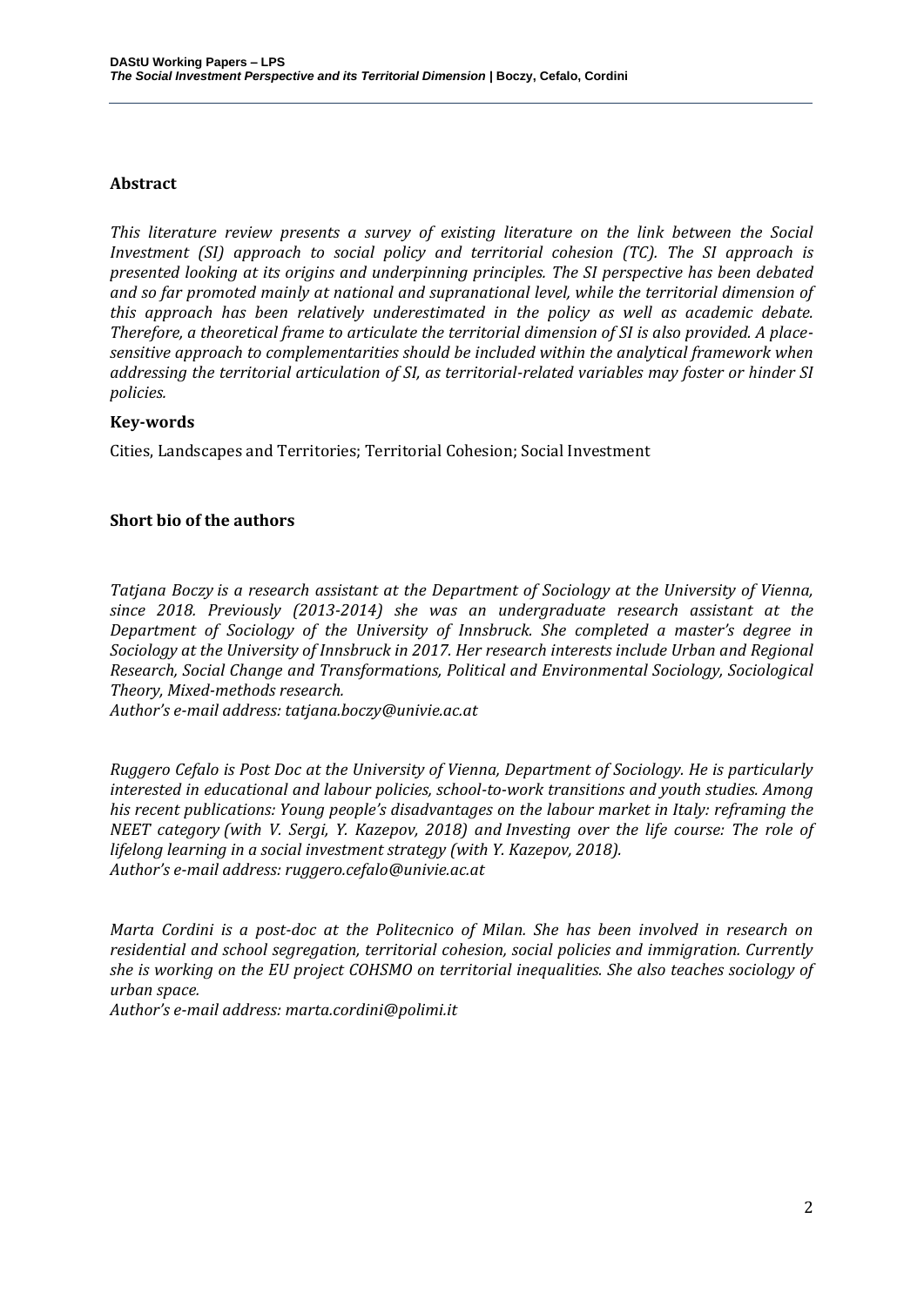## Abstract

*This literature review presents a survey of existing literature on the link between the Social Investment (SI) approach to social policy and territorial cohesion (TC). The SI approach is presented looking at its origins and underpinning principles. The SI perspective has been debated and so far promoted mainly at national and supranational level, while the territorial dimension of this approach has been relatively underestimated in the policy as well as academic debate. Therefore, a theoretical frame to articulate the territorial dimension of SI is also provided. A place-sensitive approach to complementarities should be included within the analytical framework when addressing the territorial articulation of SI, as territorial-related variables may foster or hinder SI policies.*

## Key-words

Cities, Landscapes and Territories; Territorial Cohesion; Social Investment

## Short bio of the authors

*Tatjana Boczy is a research assistant at the Department of Sociology at the University of Vienna, since 2018. Previously (2013-2014) she was an undergraduate research assistant at the Department of Sociology of the University of Innsbruck. She completed a master's degree in Sociology at the University of Innsbruck in 2017. Her research interests include Urban and Regional Research, Social Change and Transformations, Political and Environmental Sociology, Sociological Theory, Mixed-methods research.*
*Author's e-mail address: tatjana.boczy@univie.ac.at*

*Ruggero Cefalo is Post Doc at the University of Vienna, Department of Sociology. He is particularly interested in educational and labour policies, school-to-work transitions and youth studies. Among his recent publications: Young people's disadvantages on the labour market in Italy: reframing the NEET category (with V. Sergi, Y. Kazepov, 2018) and Investing over the life course: The role of lifelong learning in a social investment strategy (with Y. Kazepov, 2018).*
*Author's e-mail address: ruggero.cefalo@univie.ac.at*

*Marta Cordini is a post-doc at the Politecnico of Milan. She has been involved in research on residential and school segregation, territorial cohesion, social policies and immigration. Currently she is working on the EU project COHSMO on territorial inequalities. She also teaches sociology of urban space.*
*Author's e-mail address: marta.cordini@polimi.it*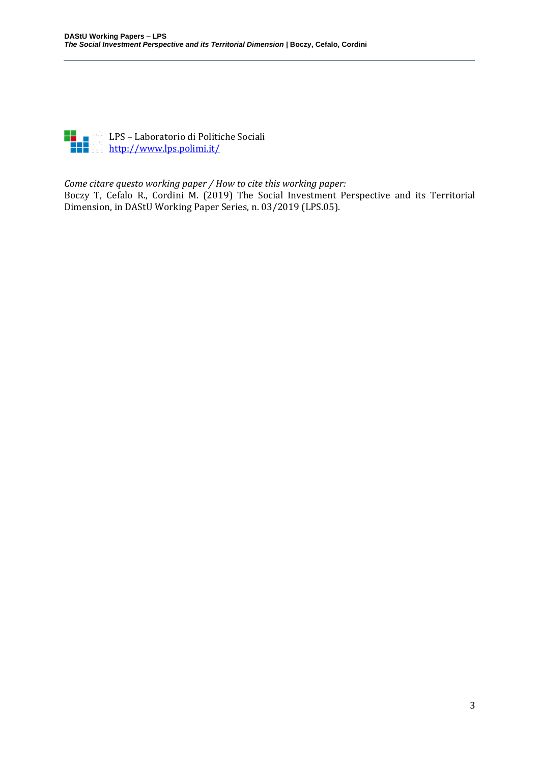LPS – Laboratorio di Politiche Sociali
[http://www.lps.polimi.it/](http://www.lps.polimi.it/)

*Come citare questo working paper / How to cite this working paper:*
Boczy T, Cefalo R., Cordini M. (2019) The Social Investment Perspective and its Territorial Dimension, in DAStU Working Paper Series, n. 03/2019 (LPS.05).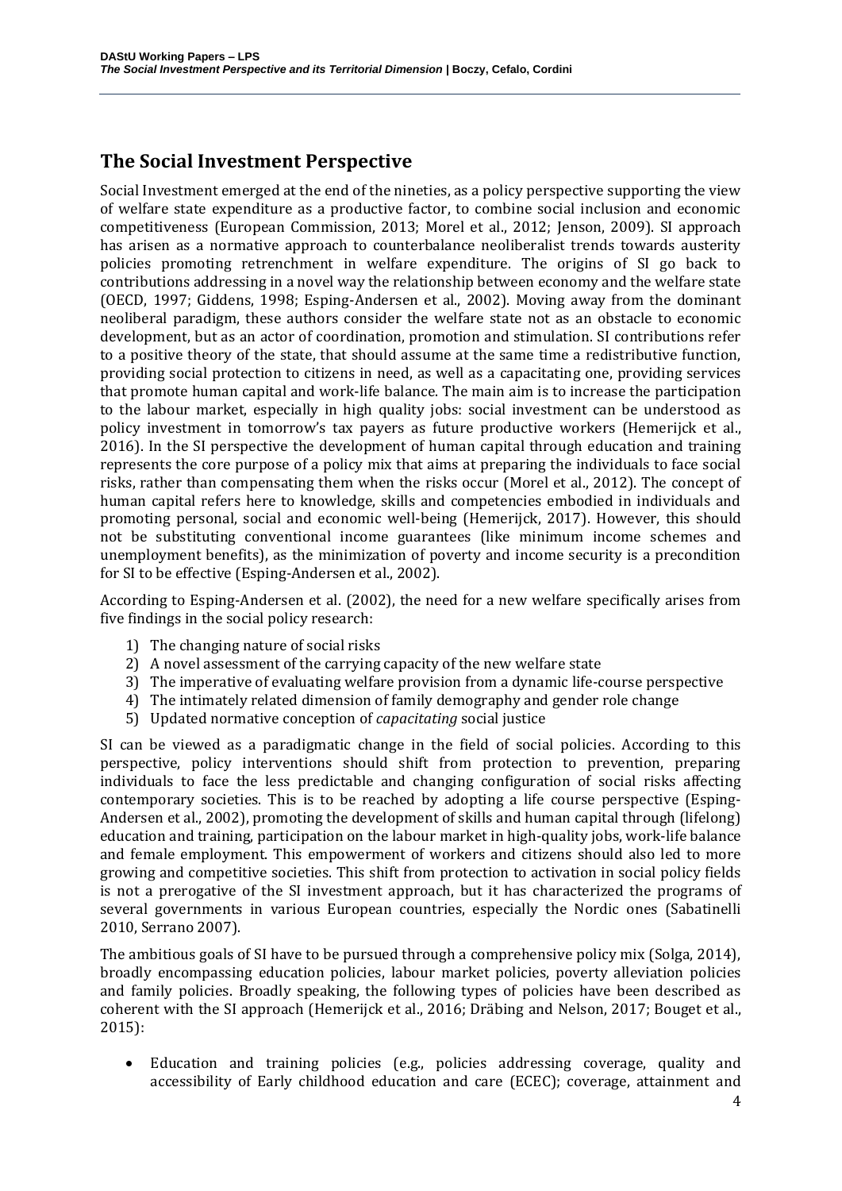## The Social Investment Perspective

Social Investment emerged at the end of the nineties, as a policy perspective supporting the view of welfare state expenditure as a productive factor, to combine social inclusion and economic competitiveness (European Commission, 2013; Morel et al., 2012; Jenson, 2009). SI approach has arisen as a normative approach to counterbalance neoliberalist trends towards austerity policies promoting retrenchment in welfare expenditure. The origins of SI go back to contributions addressing in a novel way the relationship between economy and the welfare state (OECD, 1997; Giddens, 1998; Esping-Andersen et al., 2002). Moving away from the dominant neoliberal paradigm, these authors consider the welfare state not as an obstacle to economic development, but as an actor of coordination, promotion and stimulation. SI contributions refer to a positive theory of the state, that should assume at the same time a redistributive function, providing social protection to citizens in need, as well as a capacitating one, providing services that promote human capital and work-life balance. The main aim is to increase the participation to the labour market, especially in high quality jobs: social investment can be understood as policy investment in tomorrow's tax payers as future productive workers (Hemerijck et al., 2016). In the SI perspective the development of human capital through education and training represents the core purpose of a policy mix that aims at preparing the individuals to face social risks, rather than compensating them when the risks occur (Morel et al., 2012). The concept of human capital refers here to knowledge, skills and competencies embodied in individuals and promoting personal, social and economic well-being (Hemerijck, 2017). However, this should not be substituting conventional income guarantees (like minimum income schemes and unemployment benefits), as the minimization of poverty and income security is a precondition for SI to be effective (Esping-Andersen et al., 2002).

According to Esping-Andersen et al. (2002), the need for a new welfare specifically arises from five findings in the social policy research:

1) The changing nature of social risks
2) A novel assessment of the carrying capacity of the new welfare state
3) The imperative of evaluating welfare provision from a dynamic life-course perspective
4) The intimately related dimension of family demography and gender role change
5) Updated normative conception of *capacitating* social justice

SI can be viewed as a paradigmatic change in the field of social policies. According to this perspective, policy interventions should shift from protection to prevention, preparing individuals to face the less predictable and changing configuration of social risks affecting contemporary societies. This is to be reached by adopting a life course perspective (Esping-Andersen et al., 2002), promoting the development of skills and human capital through (lifelong) education and training, participation on the labour market in high-quality jobs, work-life balance and female employment. This empowerment of workers and citizens should also led to more growing and competitive societies. This shift from protection to activation in social policy fields is not a prerogative of the SI investment approach, but it has characterized the programs of several governments in various European countries, especially the Nordic ones (Sabatinelli 2010, Serrano 2007).

The ambitious goals of SI have to be pursued through a comprehensive policy mix (Solga, 2014), broadly encompassing education policies, labour market policies, poverty alleviation policies and family policies. Broadly speaking, the following types of policies have been described as coherent with the SI approach (Hemerijck et al., 2016; Dräbing and Nelson, 2017; Bouget et al., 2015):

- Education and training policies (e.g., policies addressing coverage, quality and accessibility of Early childhood education and care (ECEC); coverage, attainment and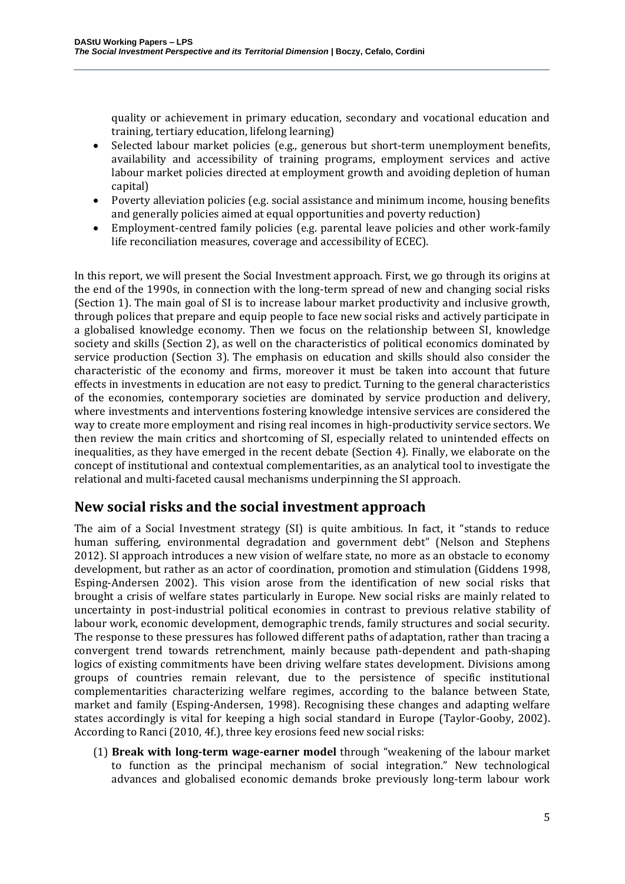quality or achievement in primary education, secondary and vocational education and training, tertiary education, lifelong learning)

- Selected labour market policies (e.g., generous but short-term unemployment benefits, availability and accessibility of training programs, employment services and active labour market policies directed at employment growth and avoiding depletion of human capital)
- Poverty alleviation policies (e.g. social assistance and minimum income, housing benefits and generally policies aimed at equal opportunities and poverty reduction)
- Employment-centred family policies (e.g. parental leave policies and other work-family life reconciliation measures, coverage and accessibility of ECEC).

In this report, we will present the Social Investment approach. First, we go through its origins at the end of the 1990s, in connection with the long-term spread of new and changing social risks (Section 1). The main goal of SI is to increase labour market productivity and inclusive growth, through polices that prepare and equip people to face new social risks and actively participate in a globalised knowledge economy. Then we focus on the relationship between SI, knowledge society and skills (Section 2), as well on the characteristics of political economics dominated by service production (Section 3). The emphasis on education and skills should also consider the characteristic of the economy and firms, moreover it must be taken into account that future effects in investments in education are not easy to predict. Turning to the general characteristics of the economies, contemporary societies are dominated by service production and delivery, where investments and interventions fostering knowledge intensive services are considered the way to create more employment and rising real incomes in high-productivity service sectors. We then review the main critics and shortcoming of SI, especially related to unintended effects on inequalities, as they have emerged in the recent debate (Section 4). Finally, we elaborate on the concept of institutional and contextual complementarities, as an analytical tool to investigate the relational and multi-faceted causal mechanisms underpinning the SI approach.

## New social risks and the social investment approach

The aim of a Social Investment strategy (SI) is quite ambitious. In fact, it "stands to reduce human suffering, environmental degradation and government debt" (Nelson and Stephens 2012). SI approach introduces a new vision of welfare state, no more as an obstacle to economy development, but rather as an actor of coordination, promotion and stimulation (Giddens 1998, Esping-Andersen 2002). This vision arose from the identification of new social risks that brought a crisis of welfare states particularly in Europe. New social risks are mainly related to uncertainty in post-industrial political economies in contrast to previous relative stability of labour work, economic development, demographic trends, family structures and social security. The response to these pressures has followed different paths of adaptation, rather than tracing a convergent trend towards retrenchment, mainly because path-dependent and path-shaping logics of existing commitments have been driving welfare states development. Divisions among groups of countries remain relevant, due to the persistence of specific institutional complementarities characterizing welfare regimes, according to the balance between State, market and family (Esping-Andersen, 1998). Recognising these changes and adapting welfare states accordingly is vital for keeping a high social standard in Europe (Taylor-Gooby, 2002). According to Ranci (2010, 4f.), three key erosions feed new social risks:

(1) **Break with long-term wage-earner model** through "weakening of the labour market to function as the principal mechanism of social integration." New technological advances and globalised economic demands broke previously long-term labour work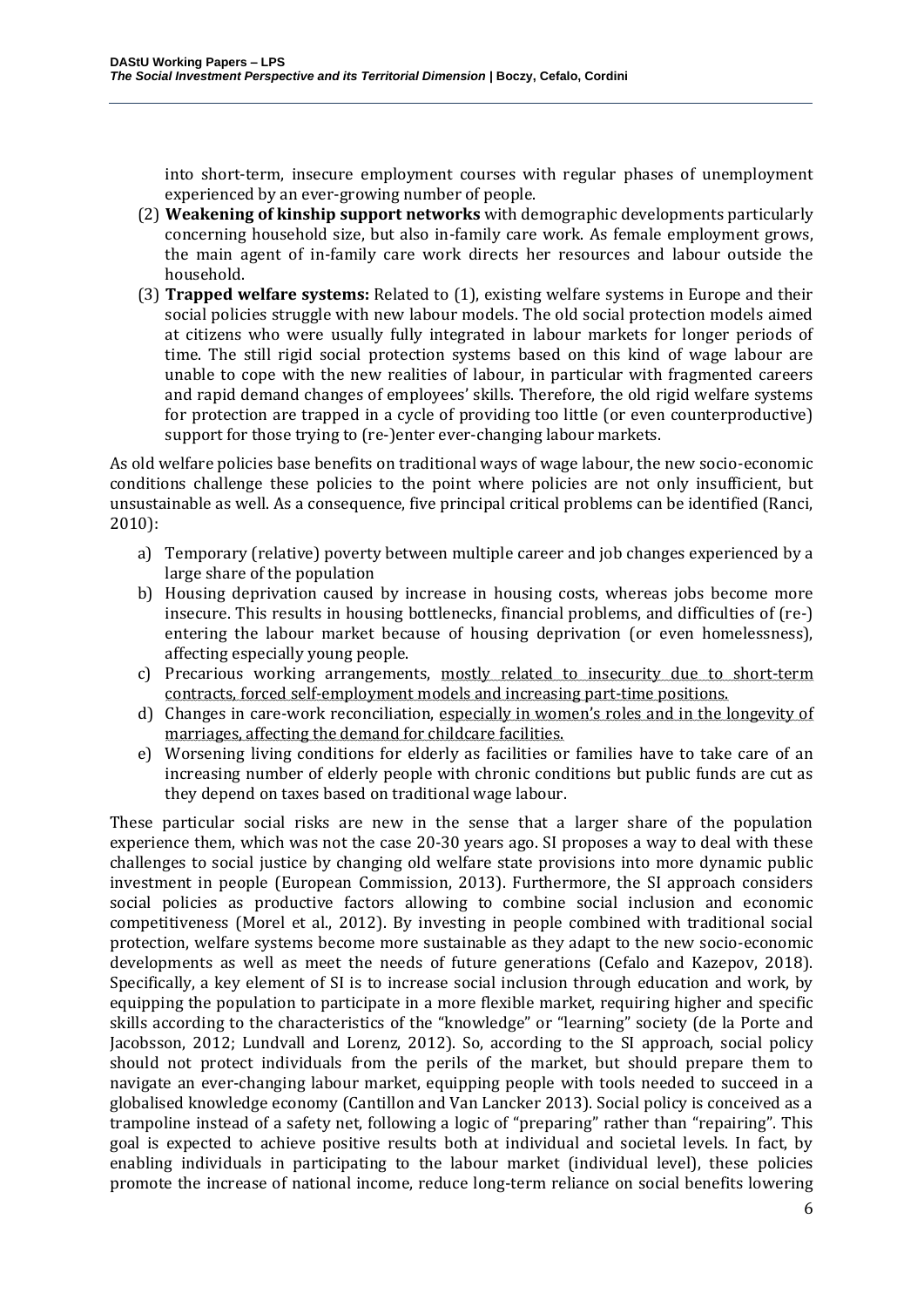into short-term, insecure employment courses with regular phases of unemployment experienced by an ever-growing number of people.

(2) **Weakening of kinship support networks** with demographic developments particularly concerning household size, but also in-family care work. As female employment grows, the main agent of in-family care work directs her resources and labour outside the household.

(3) **Trapped welfare systems:** Related to (1), existing welfare systems in Europe and their social policies struggle with new labour models. The old social protection models aimed at citizens who were usually fully integrated in labour markets for longer periods of time. The still rigid social protection systems based on this kind of wage labour are unable to cope with the new realities of labour, in particular with fragmented careers and rapid demand changes of employees' skills. Therefore, the old rigid welfare systems for protection are trapped in a cycle of providing too little (or even counterproductive) support for those trying to (re-)enter ever-changing labour markets.

As old welfare policies base benefits on traditional ways of wage labour, the new socio-economic conditions challenge these policies to the point where policies are not only insufficient, but unsustainable as well. As a consequence, five principal critical problems can be identified (Ranci, 2010):

a) Temporary (relative) poverty between multiple career and job changes experienced by a large share of the population
b) Housing deprivation caused by increase in housing costs, whereas jobs become more insecure. This results in housing bottlenecks, financial problems, and difficulties of (re-) entering the labour market because of housing deprivation (or even homelessness), affecting especially young people.
c) Precarious working arrangements, mostly related to insecurity due to short-term contracts, forced self-employment models and increasing part-time positions.
d) Changes in care-work reconciliation, especially in women's roles and in the longevity of marriages, affecting the demand for childcare facilities.
e) Worsening living conditions for elderly as facilities or families have to take care of an increasing number of elderly people with chronic conditions but public funds are cut as they depend on taxes based on traditional wage labour.

These particular social risks are new in the sense that a larger share of the population experience them, which was not the case 20-30 years ago. SI proposes a way to deal with these challenges to social justice by changing old welfare state provisions into more dynamic public investment in people (European Commission, 2013). Furthermore, the SI approach considers social policies as productive factors allowing to combine social inclusion and economic competitiveness (Morel et al., 2012). By investing in people combined with traditional social protection, welfare systems become more sustainable as they adapt to the new socio-economic developments as well as meet the needs of future generations (Cefalo and Kazepov, 2018). Specifically, a key element of SI is to increase social inclusion through education and work, by equipping the population to participate in a more flexible market, requiring higher and specific skills according to the characteristics of the "knowledge" or "learning" society (de la Porte and Jacobsson, 2012; Lundvall and Lorenz, 2012). So, according to the SI approach, social policy should not protect individuals from the perils of the market, but should prepare them to navigate an ever-changing labour market, equipping people with tools needed to succeed in a globalised knowledge economy (Cantillon and Van Lancker 2013). Social policy is conceived as a trampoline instead of a safety net, following a logic of "preparing" rather than "repairing". This goal is expected to achieve positive results both at individual and societal levels. In fact, by enabling individuals in participating to the labour market (individual level), these policies promote the increase of national income, reduce long-term reliance on social benefits lowering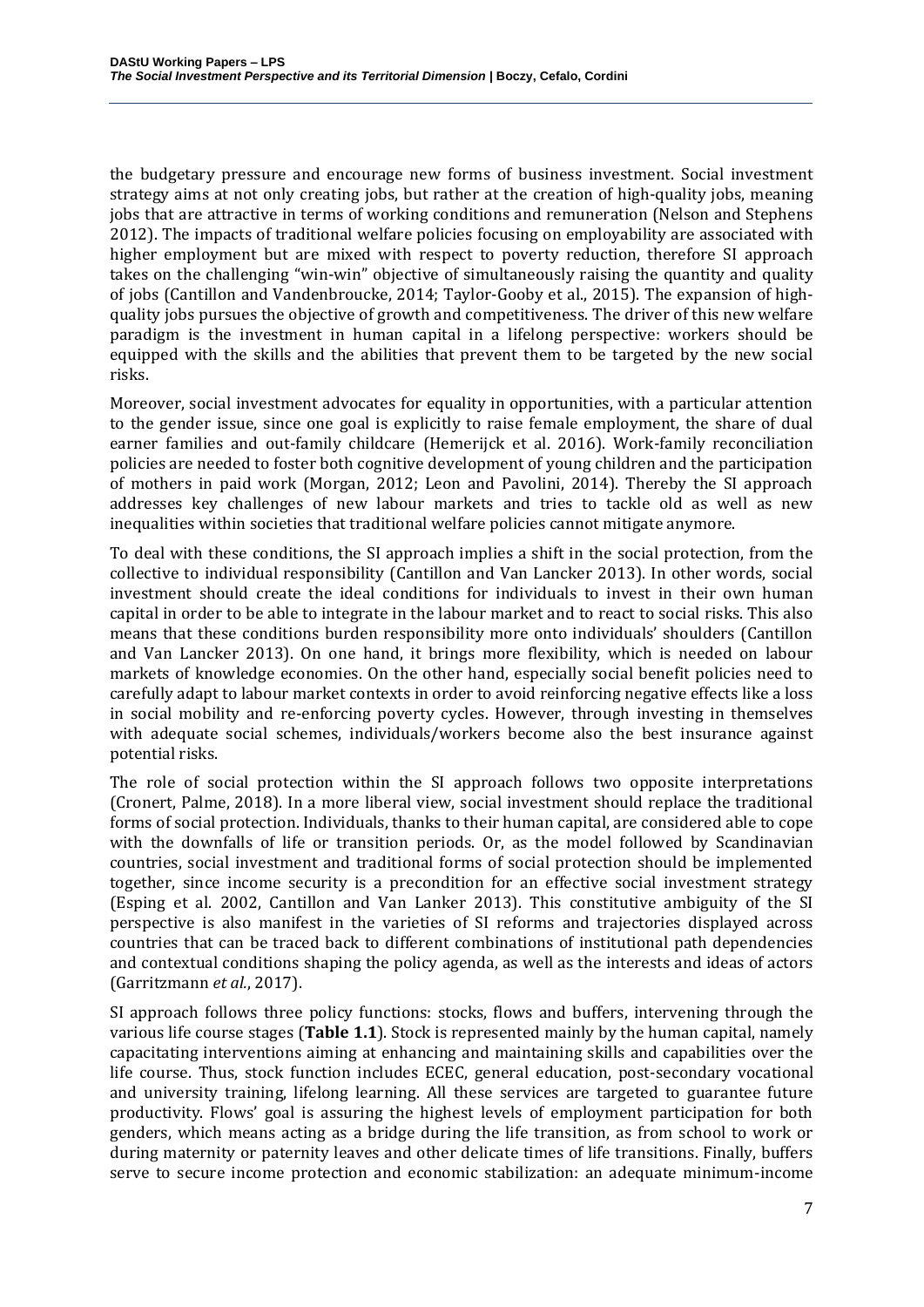the budgetary pressure and encourage new forms of business investment. Social investment strategy aims at not only creating jobs, but rather at the creation of high-quality jobs, meaning jobs that are attractive in terms of working conditions and remuneration (Nelson and Stephens 2012). The impacts of traditional welfare policies focusing on employability are associated with higher employment but are mixed with respect to poverty reduction, therefore SI approach takes on the challenging "win-win" objective of simultaneously raising the quantity and quality of jobs (Cantillon and Vandenbroucke, 2014; Taylor-Gooby et al., 2015). The expansion of high-quality jobs pursues the objective of growth and competitiveness. The driver of this new welfare paradigm is the investment in human capital in a lifelong perspective: workers should be equipped with the skills and the abilities that prevent them to be targeted by the new social risks.

Moreover, social investment advocates for equality in opportunities, with a particular attention to the gender issue, since one goal is explicitly to raise female employment, the share of dual earner families and out-family childcare (Hemerijck et al. 2016). Work-family reconciliation policies are needed to foster both cognitive development of young children and the participation of mothers in paid work (Morgan, 2012; Leon and Pavolini, 2014). Thereby the SI approach addresses key challenges of new labour markets and tries to tackle old as well as new inequalities within societies that traditional welfare policies cannot mitigate anymore.

To deal with these conditions, the SI approach implies a shift in the social protection, from the collective to individual responsibility (Cantillon and Van Lancker 2013). In other words, social investment should create the ideal conditions for individuals to invest in their own human capital in order to be able to integrate in the labour market and to react to social risks. This also means that these conditions burden responsibility more onto individuals' shoulders (Cantillon and Van Lancker 2013). On one hand, it brings more flexibility, which is needed on labour markets of knowledge economies. On the other hand, especially social benefit policies need to carefully adapt to labour market contexts in order to avoid reinforcing negative effects like a loss in social mobility and re-enforcing poverty cycles. However, through investing in themselves with adequate social schemes, individuals/workers become also the best insurance against potential risks.

The role of social protection within the SI approach follows two opposite interpretations (Cronert, Palme, 2018). In a more liberal view, social investment should replace the traditional forms of social protection. Individuals, thanks to their human capital, are considered able to cope with the downfalls of life or transition periods. Or, as the model followed by Scandinavian countries, social investment and traditional forms of social protection should be implemented together, since income security is a precondition for an effective social investment strategy (Esping et al. 2002, Cantillon and Van Lanker 2013). This constitutive ambiguity of the SI perspective is also manifest in the varieties of SI reforms and trajectories displayed across countries that can be traced back to different combinations of institutional path dependencies and contextual conditions shaping the policy agenda, as well as the interests and ideas of actors (Garritzmann *et al.*, 2017).

SI approach follows three policy functions: stocks, flows and buffers, intervening through the various life course stages (**Table 1.1**). Stock is represented mainly by the human capital, namely capacitating interventions aiming at enhancing and maintaining skills and capabilities over the life course. Thus, stock function includes ECEC, general education, post-secondary vocational and university training, lifelong learning. All these services are targeted to guarantee future productivity. Flows' goal is assuring the highest levels of employment participation for both genders, which means acting as a bridge during the life transition, as from school to work or during maternity or paternity leaves and other delicate times of life transitions. Finally, buffers serve to secure income protection and economic stabilization: an adequate minimum-income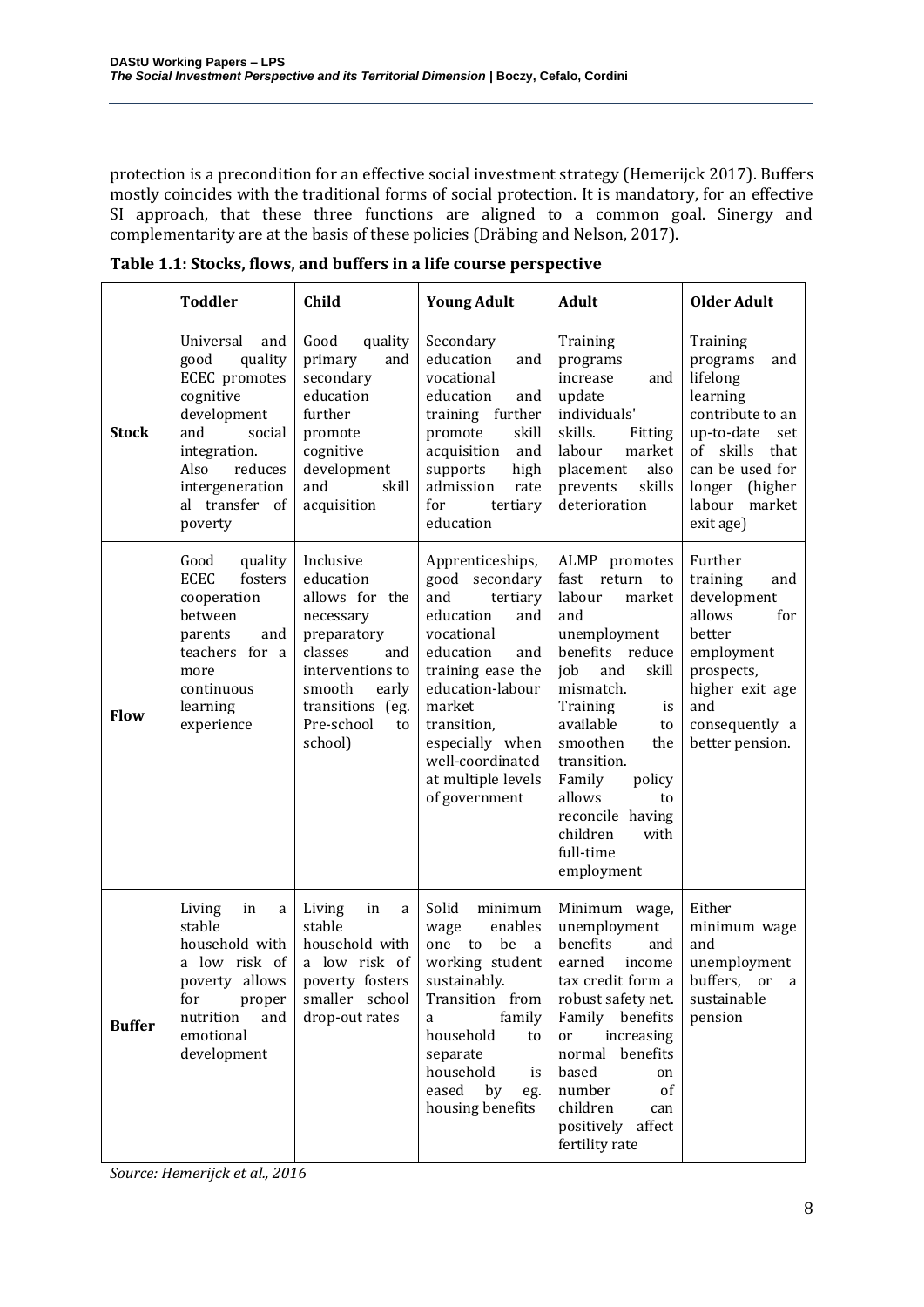protection is a precondition for an effective social investment strategy (Hemerijck 2017). Buffers mostly coincides with the traditional forms of social protection. It is mandatory, for an effective SI approach, that these three functions are aligned to a common goal. Sinergy and complementarity are at the basis of these policies (Dräbing and Nelson, 2017).

**Table 1.1: Stocks, flows, and buffers in a life course perspective**

| | **Toddler** | **Child** | **Young Adult** | **Adult** | **Older Adult** |
|---|---|---|---|---|---|
| **Stock** | Universal and good quality ECEC promotes cognitive development and social integration. Also reduces intergeneration al transfer of poverty | Good quality primary and secondary education further promote cognitive development and skill acquisition | Secondary education and vocational education and training further promote skill acquisition and supports high admission rate for tertiary education | Training programs increase and update individuals' skills. Fitting labour market placement also prevents skills deterioration | Training programs and lifelong learning contribute to an up-to-date set of skills that can be used for longer (higher labour market exit age) |
| **Flow** | Good quality ECEC fosters cooperation between parents and teachers for a more continuous learning experience | Inclusive education allows for the necessary preparatory classes and interventions to smooth early transitions (eg. Pre-school to school) | Apprenticeships, good secondary and tertiary education and vocational education and training ease the education-labour market transition, especially when well-coordinated at multiple levels of government | ALMP promotes fast return to labour market and unemployment benefits reduce job and skill mismatch. Training is available to smoothen the transition. Family policy allows to reconcile having children with full-time employment | Further training and development allows for better employment prospects, higher exit age and consequently a better pension. |
| **Buffer** | Living in a stable household with a low risk of poverty allows for proper nutrition and emotional development | Living in a stable household with a low risk of poverty fosters smaller school drop-out rates | Solid minimum wage enables one to be a working student sustainably. Transition from a family household to separate household is eased by eg. housing benefits | Minimum wage, unemployment benefits and earned income tax credit form a robust safety net. Family benefits or increasing normal benefits based on number of children can positively affect fertility rate | Either minimum wage and unemployment buffers, or a sustainable pension |

*Source: Hemerijck et al., 2016*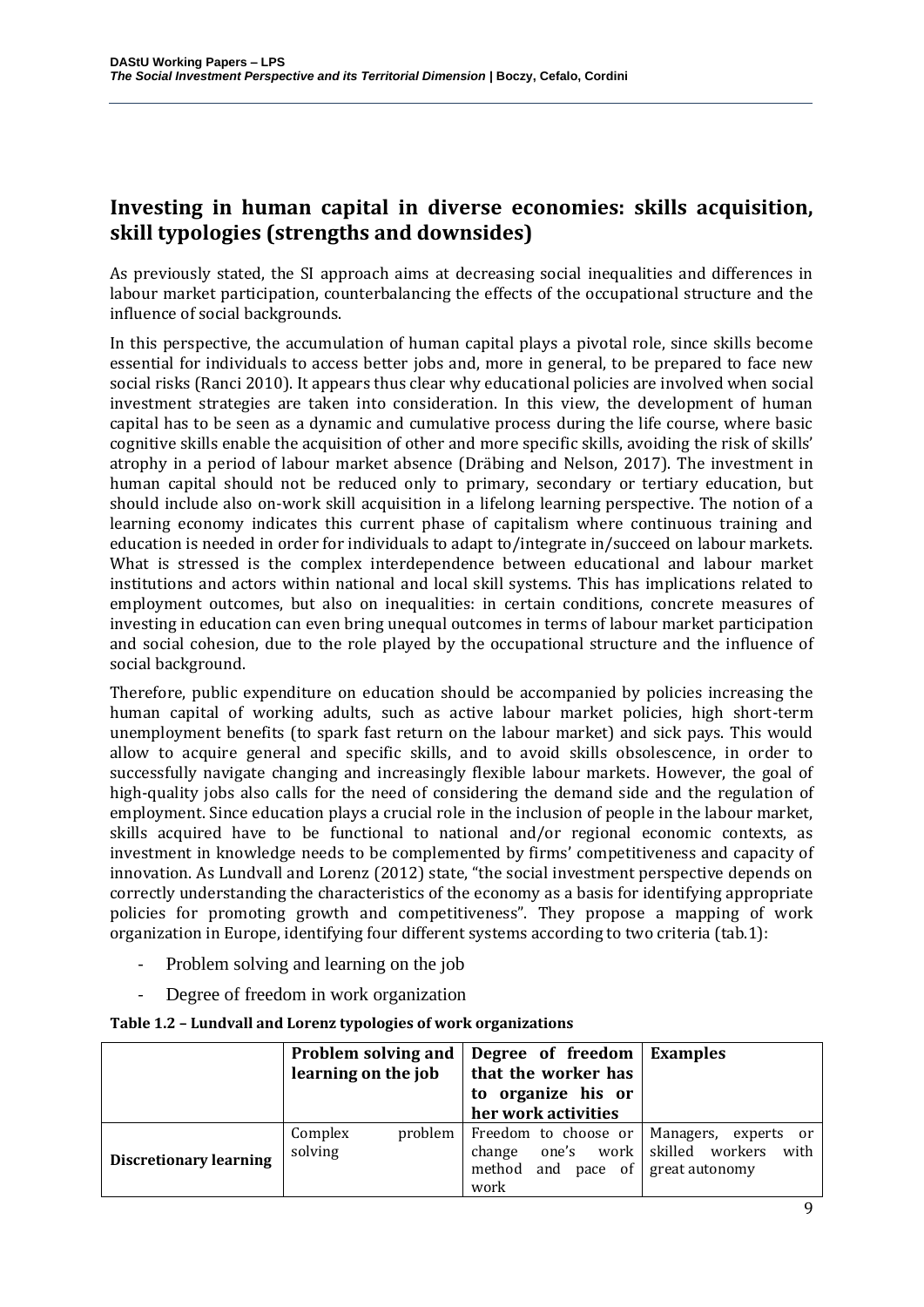## Investing in human capital in diverse economies: skills acquisition, skill typologies (strengths and downsides)

As previously stated, the SI approach aims at decreasing social inequalities and differences in labour market participation, counterbalancing the effects of the occupational structure and the influence of social backgrounds.

In this perspective, the accumulation of human capital plays a pivotal role, since skills become essential for individuals to access better jobs and, more in general, to be prepared to face new social risks (Ranci 2010). It appears thus clear why educational policies are involved when social investment strategies are taken into consideration. In this view, the development of human capital has to be seen as a dynamic and cumulative process during the life course, where basic cognitive skills enable the acquisition of other and more specific skills, avoiding the risk of skills' atrophy in a period of labour market absence (Dräbing and Nelson, 2017). The investment in human capital should not be reduced only to primary, secondary or tertiary education, but should include also on-work skill acquisition in a lifelong learning perspective. The notion of a learning economy indicates this current phase of capitalism where continuous training and education is needed in order for individuals to adapt to/integrate in/succeed on labour markets. What is stressed is the complex interdependence between educational and labour market institutions and actors within national and local skill systems. This has implications related to employment outcomes, but also on inequalities: in certain conditions, concrete measures of investing in education can even bring unequal outcomes in terms of labour market participation and social cohesion, due to the role played by the occupational structure and the influence of social background.

Therefore, public expenditure on education should be accompanied by policies increasing the human capital of working adults, such as active labour market policies, high short-term unemployment benefits (to spark fast return on the labour market) and sick pays. This would allow to acquire general and specific skills, and to avoid skills obsolescence, in order to successfully navigate changing and increasingly flexible labour markets. However, the goal of high-quality jobs also calls for the need of considering the demand side and the regulation of employment. Since education plays a crucial role in the inclusion of people in the labour market, skills acquired have to be functional to national and/or regional economic contexts, as investment in knowledge needs to be complemented by firms' competitiveness and capacity of innovation. As Lundvall and Lorenz (2012) state, "the social investment perspective depends on correctly understanding the characteristics of the economy as a basis for identifying appropriate policies for promoting growth and competitiveness". They propose a mapping of work organization in Europe, identifying four different systems according to two criteria (tab.1):

- Problem solving and learning on the job
- Degree of freedom in work organization

**Table 1.2 – Lundvall and Lorenz typologies of work organizations**

| | Problem solving and learning on the job | Degree of freedom that the worker has to organize his or her work activities | Examples |
|---|---|---|---|
| **Discretionary learning** | Complex problem solving | Freedom to choose or change one's work method and pace of work | Managers, experts or skilled workers with great autonomy |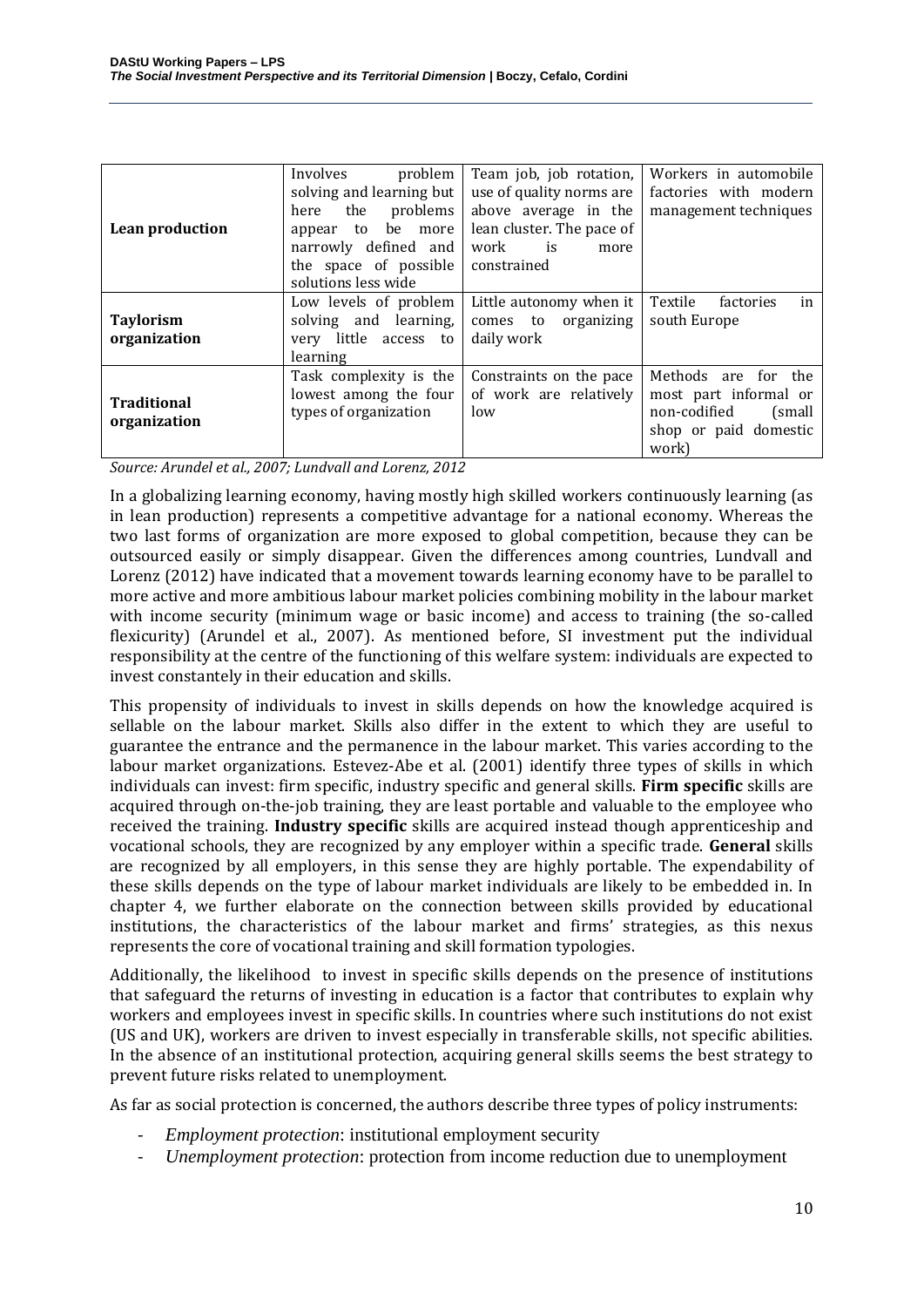| | | | |
|---|---|---|---|
| **Lean production** | Involves problem solving and learning but here the problems appear to be more narrowly defined and the space of possible solutions less wide | Team job, job rotation, use of quality norms are above average in the lean cluster. The pace of work is more constrained | Workers in automobile factories with modern management techniques |
| **Taylorism organization** | Low levels of problem solving and learning, very little access to learning | Little autonomy when it comes to organizing daily work | Textile factories in south Europe |
| **Traditional organization** | Task complexity is the lowest among the four types of organization | Constraints on the pace of work are relatively low | Methods are for the most part informal or non-codified (small shop or paid domestic work) |

*Source: Arundel et al., 2007; Lundvall and Lorenz, 2012*

In a globalizing learning economy, having mostly high skilled workers continuously learning (as in lean production) represents a competitive advantage for a national economy. Whereas the two last forms of organization are more exposed to global competition, because they can be outsourced easily or simply disappear. Given the differences among countries, Lundvall and Lorenz (2012) have indicated that a movement towards learning economy have to be parallel to more active and more ambitious labour market policies combining mobility in the labour market with income security (minimum wage or basic income) and access to training (the so-called flexicurity) (Arundel et al., 2007). As mentioned before, SI investment put the individual responsibility at the centre of the functioning of this welfare system: individuals are expected to invest constantly in their education and skills.

This propensity of individuals to invest in skills depends on how the knowledge acquired is sellable on the labour market. Skills also differ in the extent to which they are useful to guarantee the entrance and the permanence in the labour market. This varies according to the labour market organizations. Estevez-Abe et al. (2001) identify three types of skills in which individuals can invest: firm specific, industry specific and general skills. **Firm specific** skills are acquired through on-the-job training, they are least portable and valuable to the employee who received the training. **Industry specific** skills are acquired instead though apprenticeship and vocational schools, they are recognized by any employer within a specific trade. **General** skills are recognized by all employers, in this sense they are highly portable. The expendability of these skills depends on the type of labour market individuals are likely to be embedded in. In chapter 4, we further elaborate on the connection between skills provided by educational institutions, the characteristics of the labour market and firms' strategies, as this nexus represents the core of vocational training and skill formation typologies.

Additionally, the likelihood to invest in specific skills depends on the presence of institutions that safeguard the returns of investing in education is a factor that contributes to explain why workers and employees invest in specific skills. In countries where such institutions do not exist (US and UK), workers are driven to invest especially in transferable skills, not specific abilities. In the absence of an institutional protection, acquiring general skills seems the best strategy to prevent future risks related to unemployment.

As far as social protection is concerned, the authors describe three types of policy instruments:

- *Employment protection*: institutional employment security
- *Unemployment protection*: protection from income reduction due to unemployment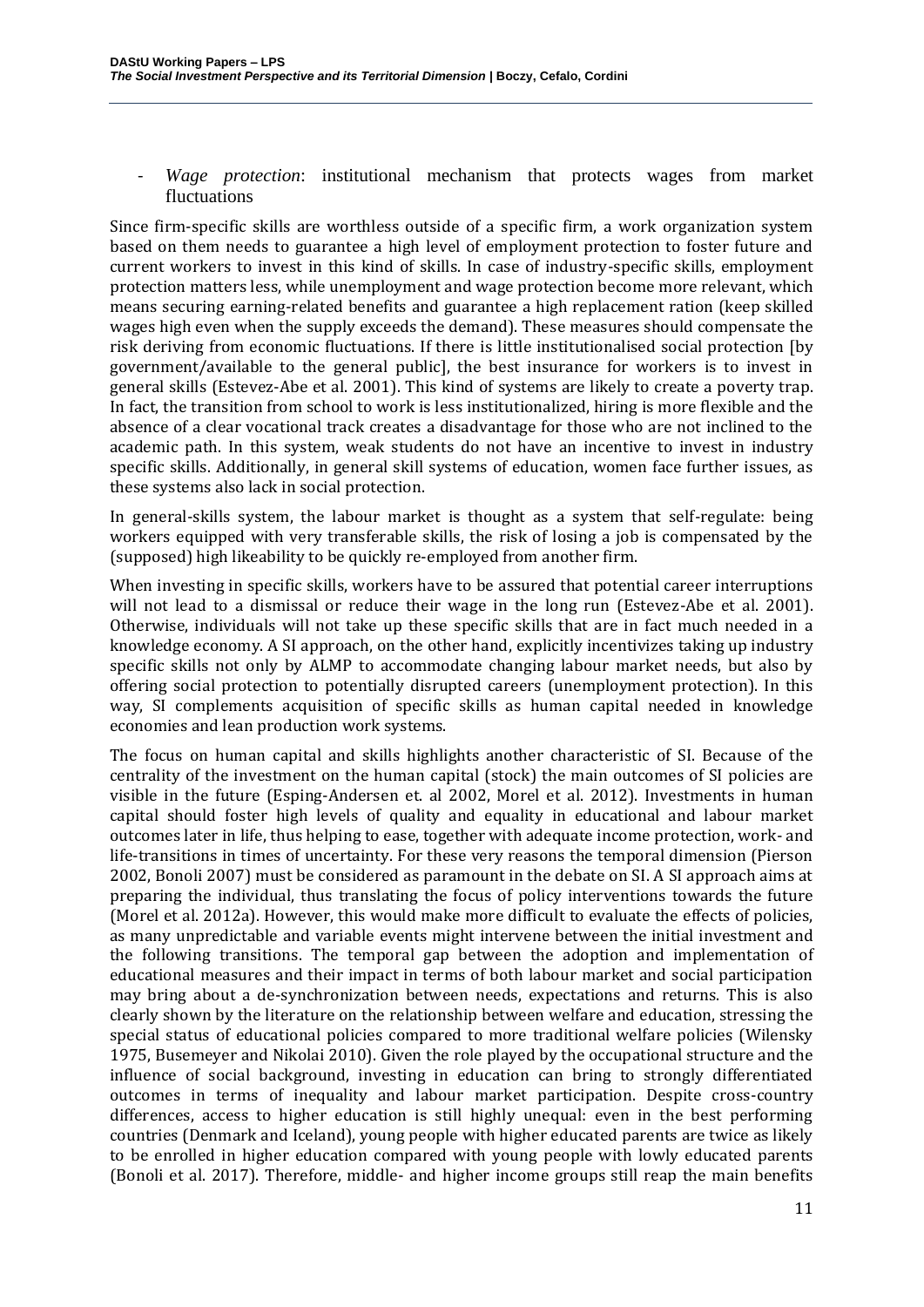- *Wage protection*: institutional mechanism that protects wages from market fluctuations

Since firm-specific skills are worthless outside of a specific firm, a work organization system based on them needs to guarantee a high level of employment protection to foster future and current workers to invest in this kind of skills. In case of industry-specific skills, employment protection matters less, while unemployment and wage protection become more relevant, which means securing earning-related benefits and guarantee a high replacement ration (keep skilled wages high even when the supply exceeds the demand). These measures should compensate the risk deriving from economic fluctuations. If there is little institutionalised social protection [by government/available to the general public], the best insurance for workers is to invest in general skills (Estevez-Abe et al. 2001). This kind of systems are likely to create a poverty trap. In fact, the transition from school to work is less institutionalized, hiring is more flexible and the absence of a clear vocational track creates a disadvantage for those who are not inclined to the academic path. In this system, weak students do not have an incentive to invest in industry specific skills. Additionally, in general skill systems of education, women face further issues, as these systems also lack in social protection.

In general-skills system, the labour market is thought as a system that self-regulate: being workers equipped with very transferable skills, the risk of losing a job is compensated by the (supposed) high likeability to be quickly re-employed from another firm.

When investing in specific skills, workers have to be assured that potential career interruptions will not lead to a dismissal or reduce their wage in the long run (Estevez-Abe et al. 2001). Otherwise, individuals will not take up these specific skills that are in fact much needed in a knowledge economy. A SI approach, on the other hand, explicitly incentivizes taking up industry specific skills not only by ALMP to accommodate changing labour market needs, but also by offering social protection to potentially disrupted careers (unemployment protection). In this way, SI complements acquisition of specific skills as human capital needed in knowledge economies and lean production work systems.

The focus on human capital and skills highlights another characteristic of SI. Because of the centrality of the investment on the human capital (stock) the main outcomes of SI policies are visible in the future (Esping-Andersen et. al 2002, Morel et al. 2012). Investments in human capital should foster high levels of quality and equality in educational and labour market outcomes later in life, thus helping to ease, together with adequate income protection, work- and life-transitions in times of uncertainty. For these very reasons the temporal dimension (Pierson 2002, Bonoli 2007) must be considered as paramount in the debate on SI. A SI approach aims at preparing the individual, thus translating the focus of policy interventions towards the future (Morel et al. 2012a). However, this would make more difficult to evaluate the effects of policies, as many unpredictable and variable events might intervene between the initial investment and the following transitions. The temporal gap between the adoption and implementation of educational measures and their impact in terms of both labour market and social participation may bring about a de-synchronization between needs, expectations and returns. This is also clearly shown by the literature on the relationship between welfare and education, stressing the special status of educational policies compared to more traditional welfare policies (Wilensky 1975, Busemeyer and Nikolai 2010). Given the role played by the occupational structure and the influence of social background, investing in education can bring to strongly differentiated outcomes in terms of inequality and labour market participation. Despite cross-country differences, access to higher education is still highly unequal: even in the best performing countries (Denmark and Iceland), young people with higher educated parents are twice as likely to be enrolled in higher education compared with young people with lowly educated parents (Bonoli et al. 2017). Therefore, middle- and higher income groups still reap the main benefits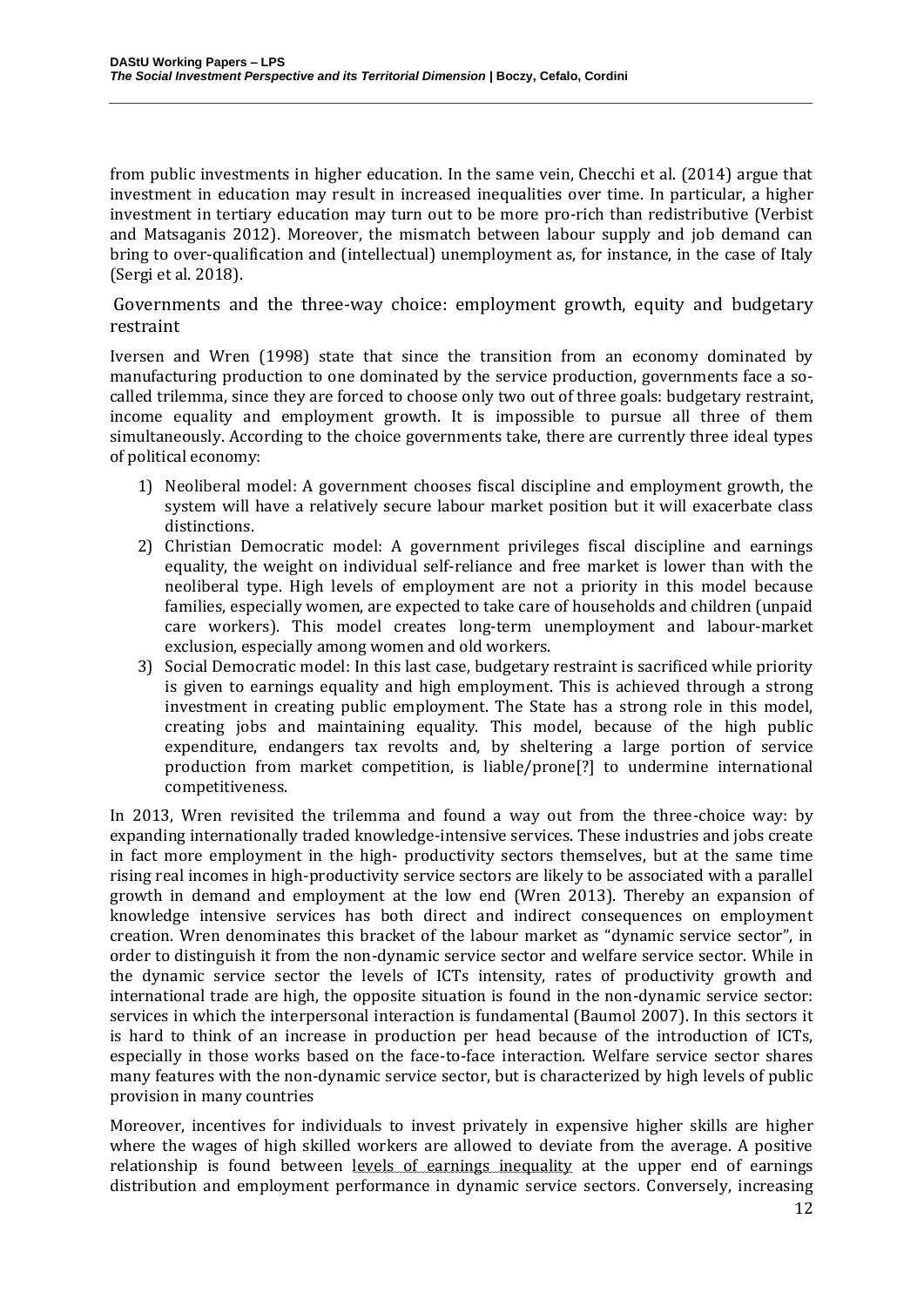from public investments in higher education. In the same vein, Checchi et al. (2014) argue that investment in education may result in increased inequalities over time. In particular, a higher investment in tertiary education may turn out to be more pro-rich than redistributive (Verbist and Matsaganis 2012). Moreover, the mismatch between labour supply and job demand can bring to over-qualification and (intellectual) unemployment as, for instance, in the case of Italy (Sergi et al. 2018).

## Governments and the three-way choice: employment growth, equity and budgetary restraint

Iversen and Wren (1998) state that since the transition from an economy dominated by manufacturing production to one dominated by the service production, governments face a so-called trilemma, since they are forced to choose only two out of three goals: budgetary restraint, income equality and employment growth. It is impossible to pursue all three of them simultaneously. According to the choice governments take, there are currently three ideal types of political economy:

1) Neoliberal model: A government chooses fiscal discipline and employment growth, the system will have a relatively secure labour market position but it will exacerbate class distinctions.
2) Christian Democratic model: A government privileges fiscal discipline and earnings equality, the weight on individual self-reliance and free market is lower than with the neoliberal type. High levels of employment are not a priority in this model because families, especially women, are expected to take care of households and children (unpaid care workers). This model creates long-term unemployment and labour-market exclusion, especially among women and old workers.
3) Social Democratic model: In this last case, budgetary restraint is sacrificed while priority is given to earnings equality and high employment. This is achieved through a strong investment in creating public employment. The State has a strong role in this model, creating jobs and maintaining equality. This model, because of the high public expenditure, endangers tax revolts and, by sheltering a large portion of service production from market competition, is liable/prone[?] to undermine international competitiveness.

In 2013, Wren revisited the trilemma and found a way out from the three-choice way: by expanding internationally traded knowledge-intensive services. These industries and jobs create in fact more employment in the high- productivity sectors themselves, but at the same time rising real incomes in high-productivity service sectors are likely to be associated with a parallel growth in demand and employment at the low end (Wren 2013). Thereby an expansion of knowledge intensive services has both direct and indirect consequences on employment creation. Wren denominates this bracket of the labour market as "dynamic service sector", in order to distinguish it from the non-dynamic service sector and welfare service sector. While in the dynamic service sector the levels of ICTs intensity, rates of productivity growth and international trade are high, the opposite situation is found in the non-dynamic service sector: services in which the interpersonal interaction is fundamental (Baumol 2007). In this sectors it is hard to think of an increase in production per head because of the introduction of ICTs, especially in those works based on the face-to-face interaction. Welfare service sector shares many features with the non-dynamic service sector, but is characterized by high levels of public provision in many countries

Moreover, incentives for individuals to invest privately in expensive higher skills are higher where the wages of high skilled workers are allowed to deviate from the average. A positive relationship is found between levels of earnings inequality at the upper end of earnings distribution and employment performance in dynamic service sectors. Conversely, increasing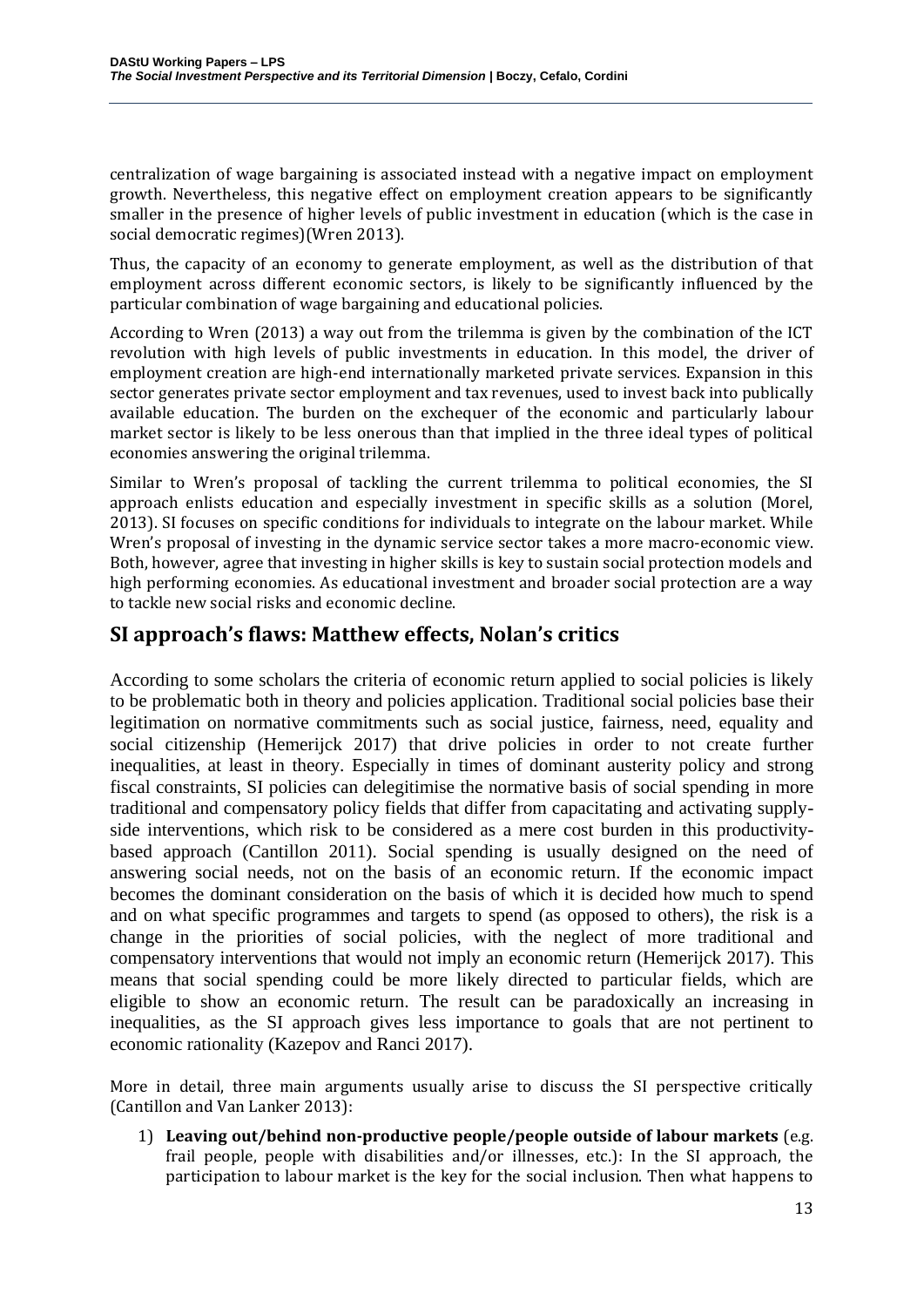centralization of wage bargaining is associated instead with a negative impact on employment growth. Nevertheless, this negative effect on employment creation appears to be significantly smaller in the presence of higher levels of public investment in education (which is the case in social democratic regimes)(Wren 2013).

Thus, the capacity of an economy to generate employment, as well as the distribution of that employment across different economic sectors, is likely to be significantly influenced by the particular combination of wage bargaining and educational policies.

According to Wren (2013) a way out from the trilemma is given by the combination of the ICT revolution with high levels of public investments in education. In this model, the driver of employment creation are high-end internationally marketed private services. Expansion in this sector generates private sector employment and tax revenues, used to invest back into publically available education. The burden on the exchequer of the economic and particularly labour market sector is likely to be less onerous than that implied in the three ideal types of political economies answering the original trilemma.

Similar to Wren's proposal of tackling the current trilemma to political economies, the SI approach enlists education and especially investment in specific skills as a solution (Morel, 2013). SI focuses on specific conditions for individuals to integrate on the labour market. While Wren's proposal of investing in the dynamic service sector takes a more macro-economic view. Both, however, agree that investing in higher skills is key to sustain social protection models and high performing economies. As educational investment and broader social protection are a way to tackle new social risks and economic decline.

## SI approach's flaws: Matthew effects, Nolan's critics

According to some scholars the criteria of economic return applied to social policies is likely to be problematic both in theory and policies application. Traditional social policies base their legitimation on normative commitments such as social justice, fairness, need, equality and social citizenship (Hemerijck 2017) that drive policies in order to not create further inequalities, at least in theory. Especially in times of dominant austerity policy and strong fiscal constraints, SI policies can delegitimise the normative basis of social spending in more traditional and compensatory policy fields that differ from capacitating and activating supply-side interventions, which risk to be considered as a mere cost burden in this productivity-based approach (Cantillon 2011). Social spending is usually designed on the need of answering social needs, not on the basis of an economic return. If the economic impact becomes the dominant consideration on the basis of which it is decided how much to spend and on what specific programmes and targets to spend (as opposed to others), the risk is a change in the priorities of social policies, with the neglect of more traditional and compensatory interventions that would not imply an economic return (Hemerijck 2017). This means that social spending could be more likely directed to particular fields, which are eligible to show an economic return. The result can be paradoxically an increasing in inequalities, as the SI approach gives less importance to goals that are not pertinent to economic rationality (Kazepov and Ranci 2017).

More in detail, three main arguments usually arise to discuss the SI perspective critically (Cantillon and Van Lanker 2013):

1) **Leaving out/behind non-productive people/people outside of labour markets** (e.g. frail people, people with disabilities and/or illnesses, etc.): In the SI approach, the participation to labour market is the key for the social inclusion. Then what happens to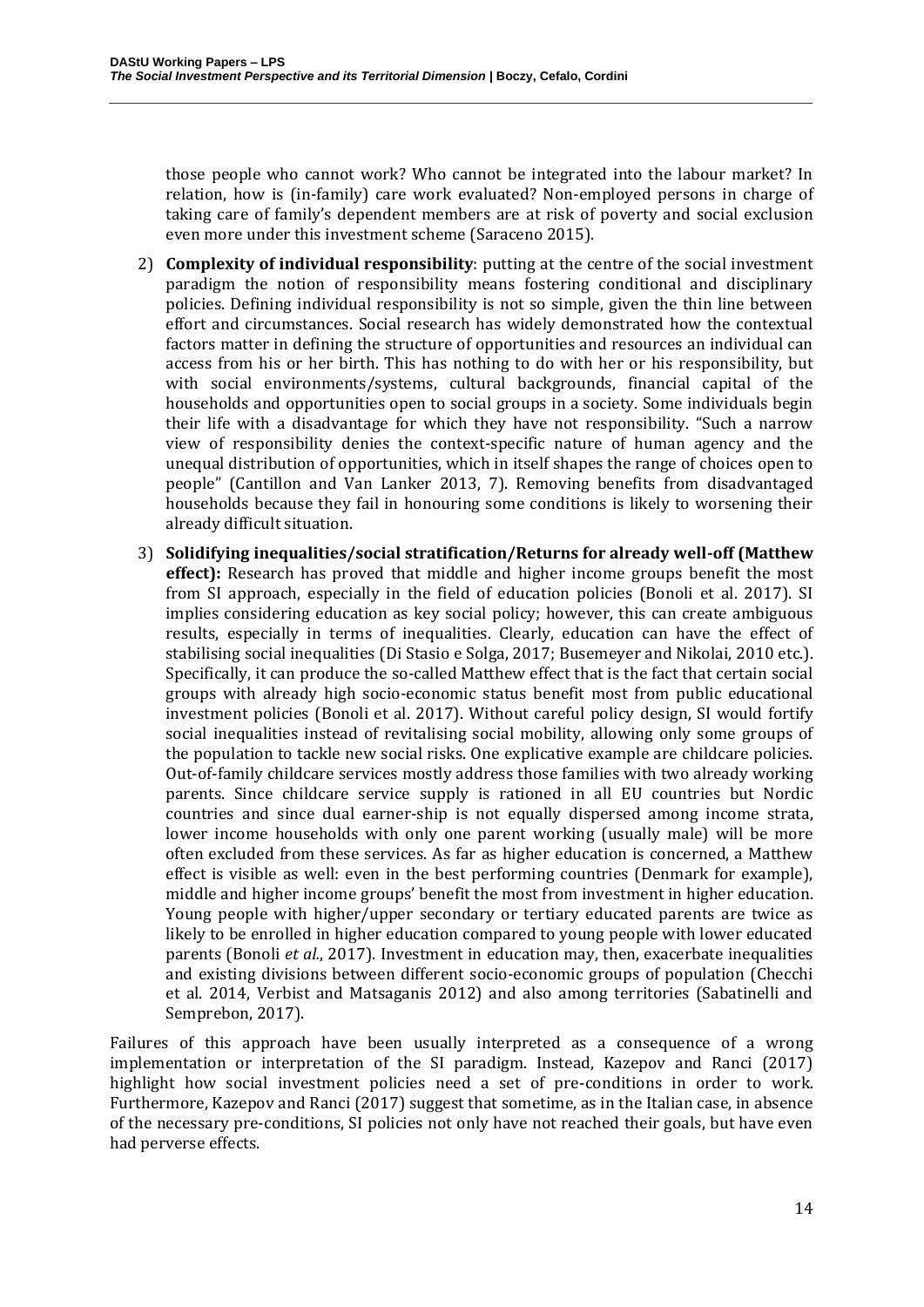those people who cannot work? Who cannot be integrated into the labour market? In relation, how is (in-family) care work evaluated? Non-employed persons in charge of taking care of family's dependent members are at risk of poverty and social exclusion even more under this investment scheme (Saraceno 2015).

2) **Complexity of individual responsibility**: putting at the centre of the social investment paradigm the notion of responsibility means fostering conditional and disciplinary policies. Defining individual responsibility is not so simple, given the thin line between effort and circumstances. Social research has widely demonstrated how the contextual factors matter in defining the structure of opportunities and resources an individual can access from his or her birth. This has nothing to do with her or his responsibility, but with social environments/systems, cultural backgrounds, financial capital of the households and opportunities open to social groups in a society. Some individuals begin their life with a disadvantage for which they have not responsibility. "Such a narrow view of responsibility denies the context-specific nature of human agency and the unequal distribution of opportunities, which in itself shapes the range of choices open to people" (Cantillon and Van Lanker 2013, 7). Removing benefits from disadvantaged households because they fail in honouring some conditions is likely to worsening their already difficult situation.

3) **Solidifying inequalities/social stratification/Returns for already well-off (Matthew effect):** Research has proved that middle and higher income groups benefit the most from SI approach, especially in the field of education policies (Bonoli et al. 2017). SI implies considering education as key social policy; however, this can create ambiguous results, especially in terms of inequalities. Clearly, education can have the effect of stabilising social inequalities (Di Stasio e Solga, 2017; Busemeyer and Nikolai, 2010 etc.). Specifically, it can produce the so-called Matthew effect that is the fact that certain social groups with already high socio-economic status benefit most from public educational investment policies (Bonoli et al. 2017). Without careful policy design, SI would fortify social inequalities instead of revitalising social mobility, allowing only some groups of the population to tackle new social risks. One explicative example are childcare policies. Out-of-family childcare services mostly address those families with two already working parents. Since childcare service supply is rationed in all EU countries but Nordic countries and since dual earner-ship is not equally dispersed among income strata, lower income households with only one parent working (usually male) will be more often excluded from these services. As far as higher education is concerned, a Matthew effect is visible as well: even in the best performing countries (Denmark for example), middle and higher income groups' benefit the most from investment in higher education. Young people with higher/upper secondary or tertiary educated parents are twice as likely to be enrolled in higher education compared to young people with lower educated parents (Bonoli *et al.*, 2017). Investment in education may, then, exacerbate inequalities and existing divisions between different socio-economic groups of population (Checchi et al. 2014, Verbist and Matsaganis 2012) and also among territories (Sabatinelli and Semprebon, 2017).

Failures of this approach have been usually interpreted as a consequence of a wrong implementation or interpretation of the SI paradigm. Instead, Kazepov and Ranci (2017) highlight how social investment policies need a set of pre-conditions in order to work. Furthermore, Kazepov and Ranci (2017) suggest that sometime, as in the Italian case, in absence of the necessary pre-conditions, SI policies not only have not reached their goals, but have even had perverse effects.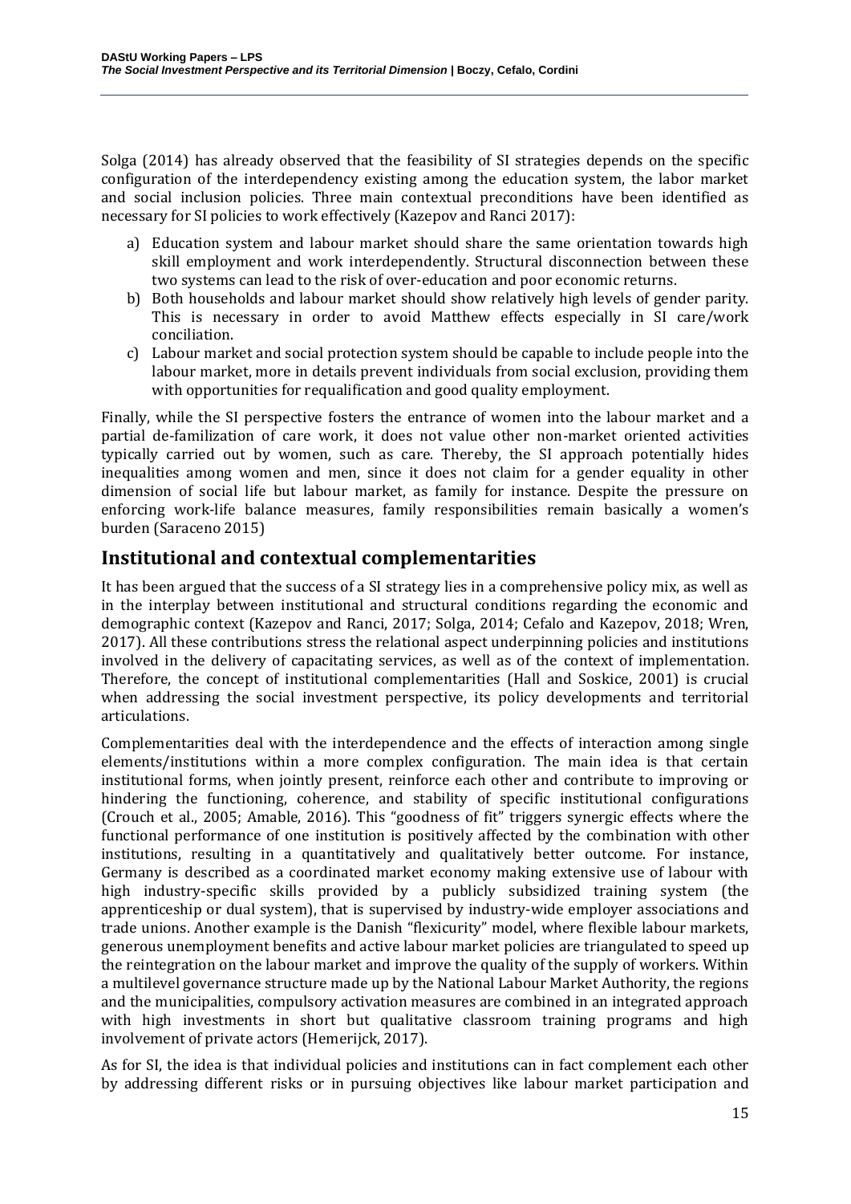Solga (2014) has already observed that the feasibility of SI strategies depends on the specific configuration of the interdependency existing among the education system, the labor market and social inclusion policies. Three main contextual preconditions have been identified as necessary for SI policies to work effectively (Kazepov and Ranci 2017):

a) Education system and labour market should share the same orientation towards high skill employment and work interdependently. Structural disconnection between these two systems can lead to the risk of over-education and poor economic returns.
b) Both households and labour market should show relatively high levels of gender parity. This is necessary in order to avoid Matthew effects especially in SI care/work conciliation.
c) Labour market and social protection system should be capable to include people into the labour market, more in details prevent individuals from social exclusion, providing them with opportunities for requalification and good quality employment.

Finally, while the SI perspective fosters the entrance of women into the labour market and a partial de-familization of care work, it does not value other non-market oriented activities typically carried out by women, such as care. Thereby, the SI approach potentially hides inequalities among women and men, since it does not claim for a gender equality in other dimension of social life but labour market, as family for instance. Despite the pressure on enforcing work-life balance measures, family responsibilities remain basically a women's burden (Saraceno 2015)

## Institutional and contextual complementarities

It has been argued that the success of a SI strategy lies in a comprehensive policy mix, as well as in the interplay between institutional and structural conditions regarding the economic and demographic context (Kazepov and Ranci, 2017; Solga, 2014; Cefalo and Kazepov, 2018; Wren, 2017). All these contributions stress the relational aspect underpinning policies and institutions involved in the delivery of capacitating services, as well as of the context of implementation. Therefore, the concept of institutional complementarities (Hall and Soskice, 2001) is crucial when addressing the social investment perspective, its policy developments and territorial articulations.

Complementarities deal with the interdependence and the effects of interaction among single elements/institutions within a more complex configuration. The main idea is that certain institutional forms, when jointly present, reinforce each other and contribute to improving or hindering the functioning, coherence, and stability of specific institutional configurations (Crouch et al., 2005; Amable, 2016). This "goodness of fit" triggers synergic effects where the functional performance of one institution is positively affected by the combination with other institutions, resulting in a quantitatively and qualitatively better outcome. For instance, Germany is described as a coordinated market economy making extensive use of labour with high industry-specific skills provided by a publicly subsidized training system (the apprenticeship or dual system), that is supervised by industry-wide employer associations and trade unions. Another example is the Danish "flexicurity" model, where flexible labour markets, generous unemployment benefits and active labour market policies are triangulated to speed up the reintegration on the labour market and improve the quality of the supply of workers. Within a multilevel governance structure made up by the National Labour Market Authority, the regions and the municipalities, compulsory activation measures are combined in an integrated approach with high investments in short but qualitative classroom training programs and high involvement of private actors (Hemerijck, 2017).

As for SI, the idea is that individual policies and institutions can in fact complement each other by addressing different risks or in pursuing objectives like labour market participation and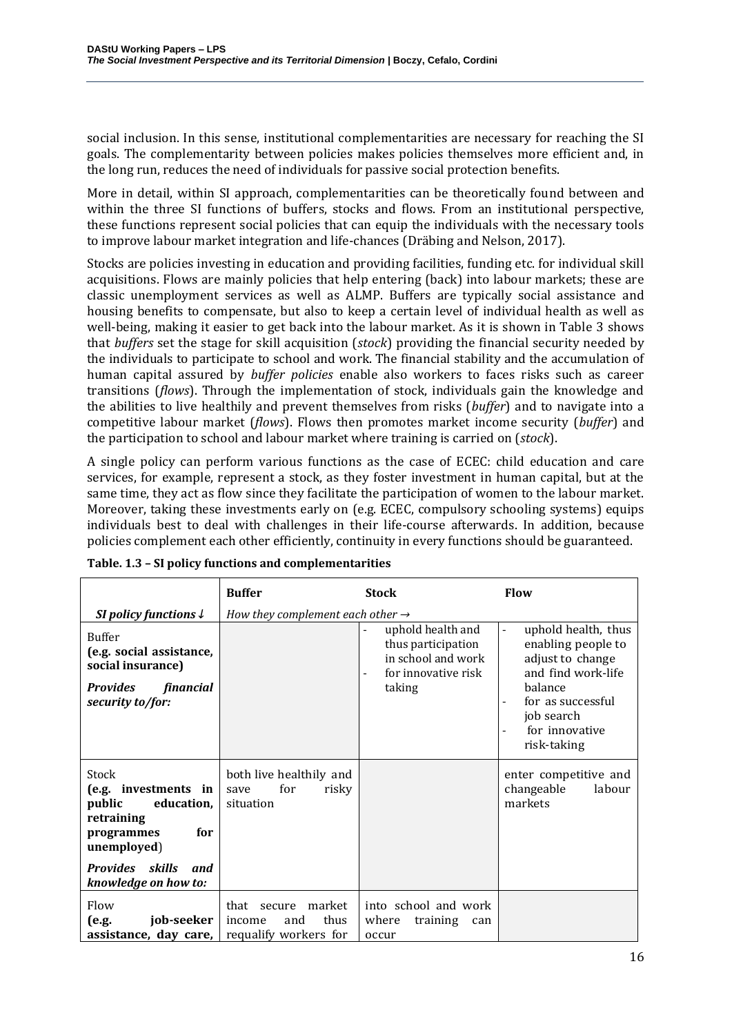social inclusion. In this sense, institutional complementarities are necessary for reaching the SI goals. The complementarity between policies makes policies themselves more efficient and, in the long run, reduces the need of individuals for passive social protection benefits.

More in detail, within SI approach, complementarities can be theoretically found between and within the three SI functions of buffers, stocks and flows. From an institutional perspective, these functions represent social policies that can equip the individuals with the necessary tools to improve labour market integration and life-chances (Dräbing and Nelson, 2017).

Stocks are policies investing in education and providing facilities, funding etc. for individual skill acquisitions. Flows are mainly policies that help entering (back) into labour markets; these are classic unemployment services as well as ALMP. Buffers are typically social assistance and housing benefits to compensate, but also to keep a certain level of individual health as well as well-being, making it easier to get back into the labour market. As it is shown in Table 3 shows that *buffers* set the stage for skill acquisition (*stock*) providing the financial security needed by the individuals to participate to school and work. The financial stability and the accumulation of human capital assured by *buffer policies* enable also workers to faces risks such as career transitions (*flows*). Through the implementation of stock, individuals gain the knowledge and the abilities to live healthily and prevent themselves from risks (*buffer*) and to navigate into a competitive labour market (*flows*). Flows then promotes market income security (*buffer*) and the participation to school and labour market where training is carried on (*stock*).

A single policy can perform various functions as the case of ECEC: child education and care services, for example, represent a stock, as they foster investment in human capital, but at the same time, they act as flow since they facilitate the participation of women to the labour market. Moreover, taking these investments early on (e.g. ECEC, compulsory schooling systems) equips individuals best to deal with challenges in their life-course afterwards. In addition, because policies complement each other efficiently, continuity in every functions should be guaranteed.

**Table. 1.3 – SI policy functions and complementarities**

| | **Buffer** | **Stock** | **Flow** |
|---|---|---|---|
| ***SI policy functions ↓*** | *How they complement each other →* | | |
| Buffer **(e.g. social assistance, social insurance)** ***Provides financial security to/for:*** | | - uphold health and thus participation in school and work<br>- for innovative risk taking | - uphold health, thus enabling people to adjust to change and find work-life balance<br>- for as successful job search<br>- for innovative risk-taking |
| Stock **(e.g. investments in public education, retraining programmes for unemployed)** ***Provides skills and knowledge on how to:*** | both live healthily and save for risky situation | | enter competitive and changeable labour markets |
| Flow **(e.g. job-seeker assistance, day care,** | that secure market income and thus requalify workers for | into school and work where training can occur | |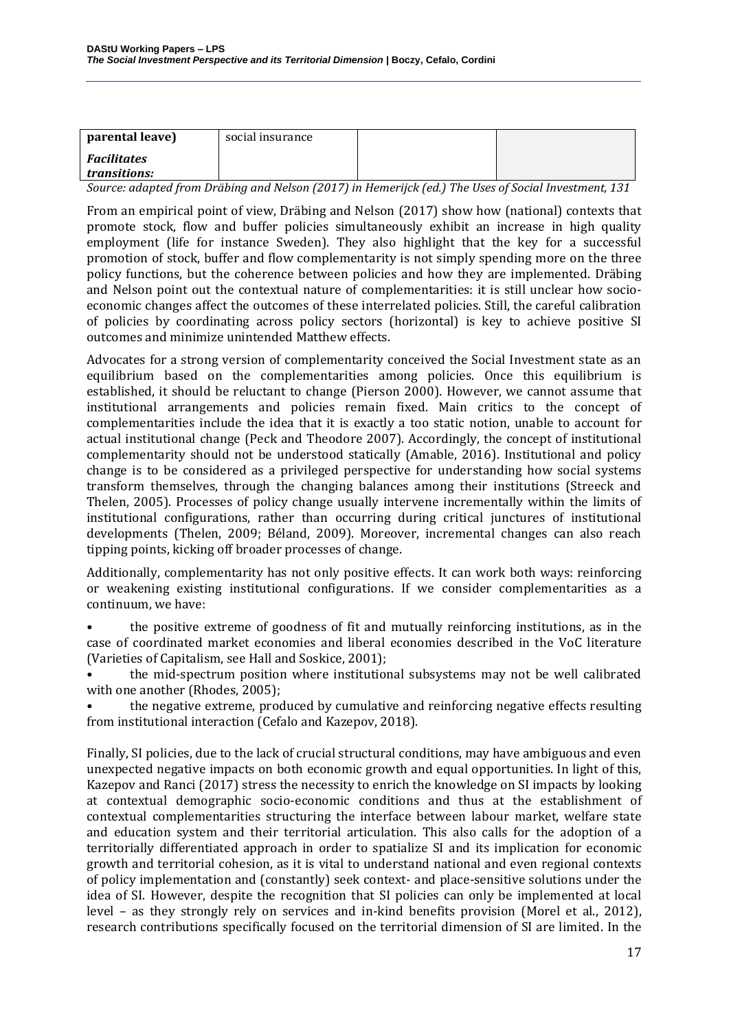| parental leave) | social insurance | | |
|---|---|---|---|
| *Facilitates transitions:* | | | |

*Source: adapted from Dräbing and Nelson (2017) in Hemerijck (ed.) The Uses of Social Investment, 131*

From an empirical point of view, Dräbing and Nelson (2017) show how (national) contexts that promote stock, flow and buffer policies simultaneously exhibit an increase in high quality employment (life for instance Sweden). They also highlight that the key for a successful promotion of stock, buffer and flow complementarity is not simply spending more on the three policy functions, but the coherence between policies and how they are implemented. Dräbing and Nelson point out the contextual nature of complementarities: it is still unclear how socio-economic changes affect the outcomes of these interrelated policies. Still, the careful calibration of policies by coordinating across policy sectors (horizontal) is key to achieve positive SI outcomes and minimize unintended Matthew effects.

Advocates for a strong version of complementarity conceived the Social Investment state as an equilibrium based on the complementarities among policies. Once this equilibrium is established, it should be reluctant to change (Pierson 2000). However, we cannot assume that institutional arrangements and policies remain fixed. Main critics to the concept of complementarities include the idea that it is exactly a too static notion, unable to account for actual institutional change (Peck and Theodore 2007). Accordingly, the concept of institutional complementarity should not be understood statically (Amable, 2016). Institutional and policy change is to be considered as a privileged perspective for understanding how social systems transform themselves, through the changing balances among their institutions (Streeck and Thelen, 2005). Processes of policy change usually intervene incrementally within the limits of institutional configurations, rather than occurring during critical junctures of institutional developments (Thelen, 2009; Béland, 2009). Moreover, incremental changes can also reach tipping points, kicking off broader processes of change.

Additionally, complementarity has not only positive effects. It can work both ways: reinforcing or weakening existing institutional configurations. If we consider complementarities as a continuum, we have:

- the positive extreme of goodness of fit and mutually reinforcing institutions, as in the case of coordinated market economies and liberal economies described in the VoC literature (Varieties of Capitalism, see Hall and Soskice, 2001);
- the mid-spectrum position where institutional subsystems may not be well calibrated with one another (Rhodes, 2005);
- the negative extreme, produced by cumulative and reinforcing negative effects resulting from institutional interaction (Cefalo and Kazepov, 2018).

Finally, SI policies, due to the lack of crucial structural conditions, may have ambiguous and even unexpected negative impacts on both economic growth and equal opportunities. In light of this, Kazepov and Ranci (2017) stress the necessity to enrich the knowledge on SI impacts by looking at contextual demographic socio-economic conditions and thus at the establishment of contextual complementarities structuring the interface between labour market, welfare state and education system and their territorial articulation. This also calls for the adoption of a territorially differentiated approach in order to spatialize SI and its implication for economic growth and territorial cohesion, as it is vital to understand national and even regional contexts of policy implementation and (constantly) seek context- and place-sensitive solutions under the idea of SI. However, despite the recognition that SI policies can only be implemented at local level – as they strongly rely on services and in-kind benefits provision (Morel et al., 2012), research contributions specifically focused on the territorial dimension of SI are limited. In the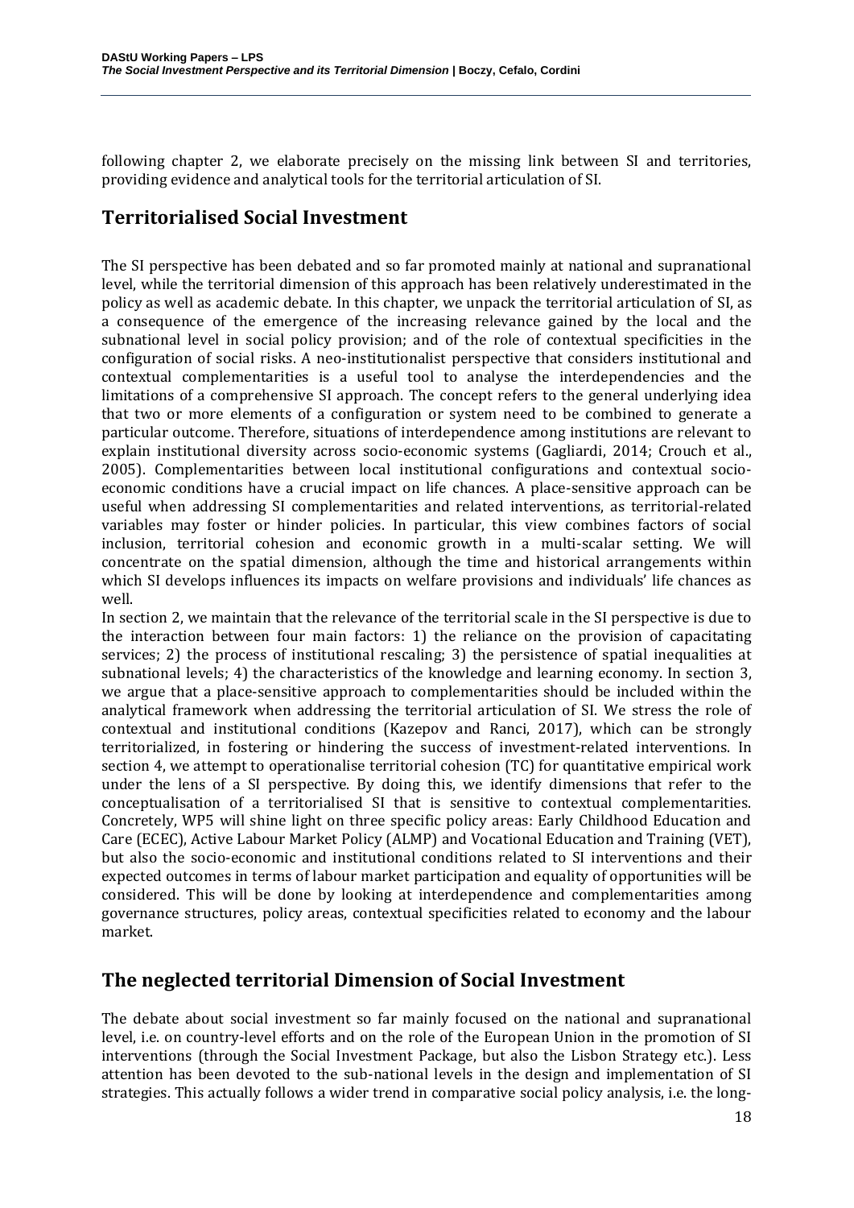following chapter 2, we elaborate precisely on the missing link between SI and territories, providing evidence and analytical tools for the territorial articulation of SI.

# Territorialised Social Investment

The SI perspective has been debated and so far promoted mainly at national and supranational level, while the territorial dimension of this approach has been relatively underestimated in the policy as well as academic debate. In this chapter, we unpack the territorial articulation of SI, as a consequence of the emergence of the increasing relevance gained by the local and the subnational level in social policy provision; and of the role of contextual specificities in the configuration of social risks. A neo-institutionalist perspective that considers institutional and contextual complementarities is a useful tool to analyse the interdependencies and the limitations of a comprehensive SI approach. The concept refers to the general underlying idea that two or more elements of a configuration or system need to be combined to generate a particular outcome. Therefore, situations of interdependence among institutions are relevant to explain institutional diversity across socio-economic systems (Gagliardi, 2014; Crouch et al., 2005). Complementarities between local institutional configurations and contextual socio-economic conditions have a crucial impact on life chances. A place-sensitive approach can be useful when addressing SI complementarities and related interventions, as territorial-related variables may foster or hinder policies. In particular, this view combines factors of social inclusion, territorial cohesion and economic growth in a multi-scalar setting. We will concentrate on the spatial dimension, although the time and historical arrangements within which SI develops influences its impacts on welfare provisions and individuals' life chances as well.

In section 2, we maintain that the relevance of the territorial scale in the SI perspective is due to the interaction between four main factors: 1) the reliance on the provision of capacitating services; 2) the process of institutional rescaling; 3) the persistence of spatial inequalities at subnational levels; 4) the characteristics of the knowledge and learning economy. In section 3, we argue that a place-sensitive approach to complementarities should be included within the analytical framework when addressing the territorial articulation of SI. We stress the role of contextual and institutional conditions (Kazepov and Ranci, 2017), which can be strongly territorialized, in fostering or hindering the success of investment-related interventions. In section 4, we attempt to operationalise territorial cohesion (TC) for quantitative empirical work under the lens of a SI perspective. By doing this, we identify dimensions that refer to the conceptualisation of a territorialised SI that is sensitive to contextual complementarities. Concretely, WP5 will shine light on three specific policy areas: Early Childhood Education and Care (ECEC), Active Labour Market Policy (ALMP) and Vocational Education and Training (VET), but also the socio-economic and institutional conditions related to SI interventions and their expected outcomes in terms of labour market participation and equality of opportunities will be considered. This will be done by looking at interdependence and complementarities among governance structures, policy areas, contextual specificities related to economy and the labour market.

# The neglected territorial Dimension of Social Investment

The debate about social investment so far mainly focused on the national and supranational level, i.e. on country-level efforts and on the role of the European Union in the promotion of SI interventions (through the Social Investment Package, but also the Lisbon Strategy etc.). Less attention has been devoted to the sub-national levels in the design and implementation of SI strategies. This actually follows a wider trend in comparative social policy analysis, i.e. the long-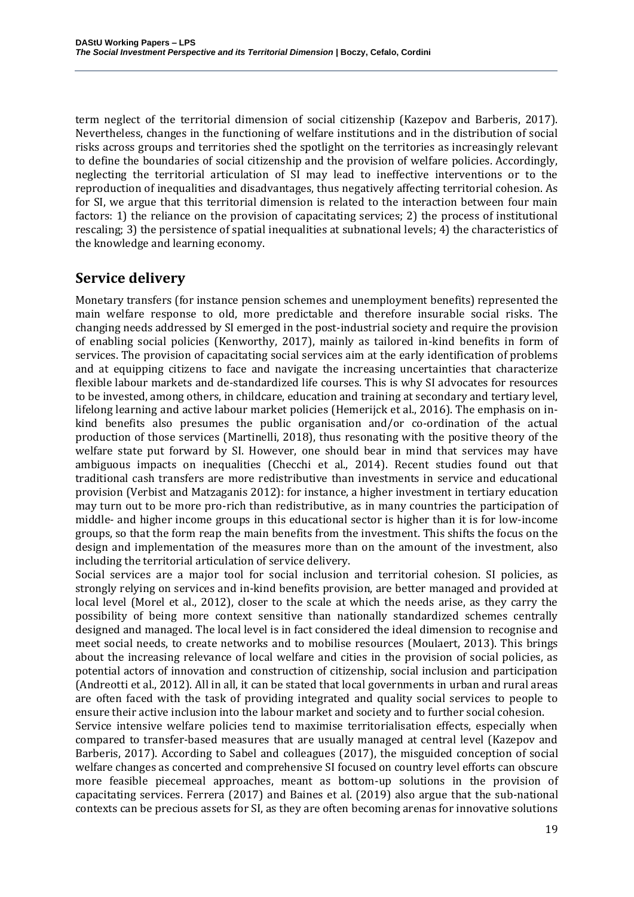term neglect of the territorial dimension of social citizenship (Kazepov and Barberis, 2017). Nevertheless, changes in the functioning of welfare institutions and in the distribution of social risks across groups and territories shed the spotlight on the territories as increasingly relevant to define the boundaries of social citizenship and the provision of welfare policies. Accordingly, neglecting the territorial articulation of SI may lead to ineffective interventions or to the reproduction of inequalities and disadvantages, thus negatively affecting territorial cohesion. As for SI, we argue that this territorial dimension is related to the interaction between four main factors: 1) the reliance on the provision of capacitating services; 2) the process of institutional rescaling; 3) the persistence of spatial inequalities at subnational levels; 4) the characteristics of the knowledge and learning economy.

## Service delivery

Monetary transfers (for instance pension schemes and unemployment benefits) represented the main welfare response to old, more predictable and therefore insurable social risks. The changing needs addressed by SI emerged in the post-industrial society and require the provision of enabling social policies (Kenworthy, 2017), mainly as tailored in-kind benefits in form of services. The provision of capacitating social services aim at the early identification of problems and at equipping citizens to face and navigate the increasing uncertainties that characterize flexible labour markets and de-standardized life courses. This is why SI advocates for resources to be invested, among others, in childcare, education and training at secondary and tertiary level, lifelong learning and active labour market policies (Hemerijck et al., 2016). The emphasis on in-kind benefits also presumes the public organisation and/or co-ordination of the actual production of those services (Martinelli, 2018), thus resonating with the positive theory of the welfare state put forward by SI. However, one should bear in mind that services may have ambiguous impacts on inequalities (Checchi et al., 2014). Recent studies found out that traditional cash transfers are more redistributive than investments in service and educational provision (Verbist and Matzaganis 2012): for instance, a higher investment in tertiary education may turn out to be more pro-rich than redistributive, as in many countries the participation of middle- and higher income groups in this educational sector is higher than it is for low-income groups, so that the form reap the main benefits from the investment. This shifts the focus on the design and implementation of the measures more than on the amount of the investment, also including the territorial articulation of service delivery.

Social services are a major tool for social inclusion and territorial cohesion. SI policies, as strongly relying on services and in-kind benefits provision, are better managed and provided at local level (Morel et al., 2012), closer to the scale at which the needs arise, as they carry the possibility of being more context sensitive than nationally standardized schemes centrally designed and managed. The local level is in fact considered the ideal dimension to recognise and meet social needs, to create networks and to mobilise resources (Moulaert, 2013). This brings about the increasing relevance of local welfare and cities in the provision of social policies, as potential actors of innovation and construction of citizenship, social inclusion and participation (Andreotti et al., 2012). All in all, it can be stated that local governments in urban and rural areas are often faced with the task of providing integrated and quality social services to people to ensure their active inclusion into the labour market and society and to further social cohesion.

Service intensive welfare policies tend to maximise territorialisation effects, especially when compared to transfer-based measures that are usually managed at central level (Kazepov and Barberis, 2017). According to Sabel and colleagues (2017), the misguided conception of social welfare changes as concerted and comprehensive SI focused on country level efforts can obscure more feasible piecemeal approaches, meant as bottom-up solutions in the provision of capacitating services. Ferrera (2017) and Baines et al. (2019) also argue that the sub-national contexts can be precious assets for SI, as they are often becoming arenas for innovative solutions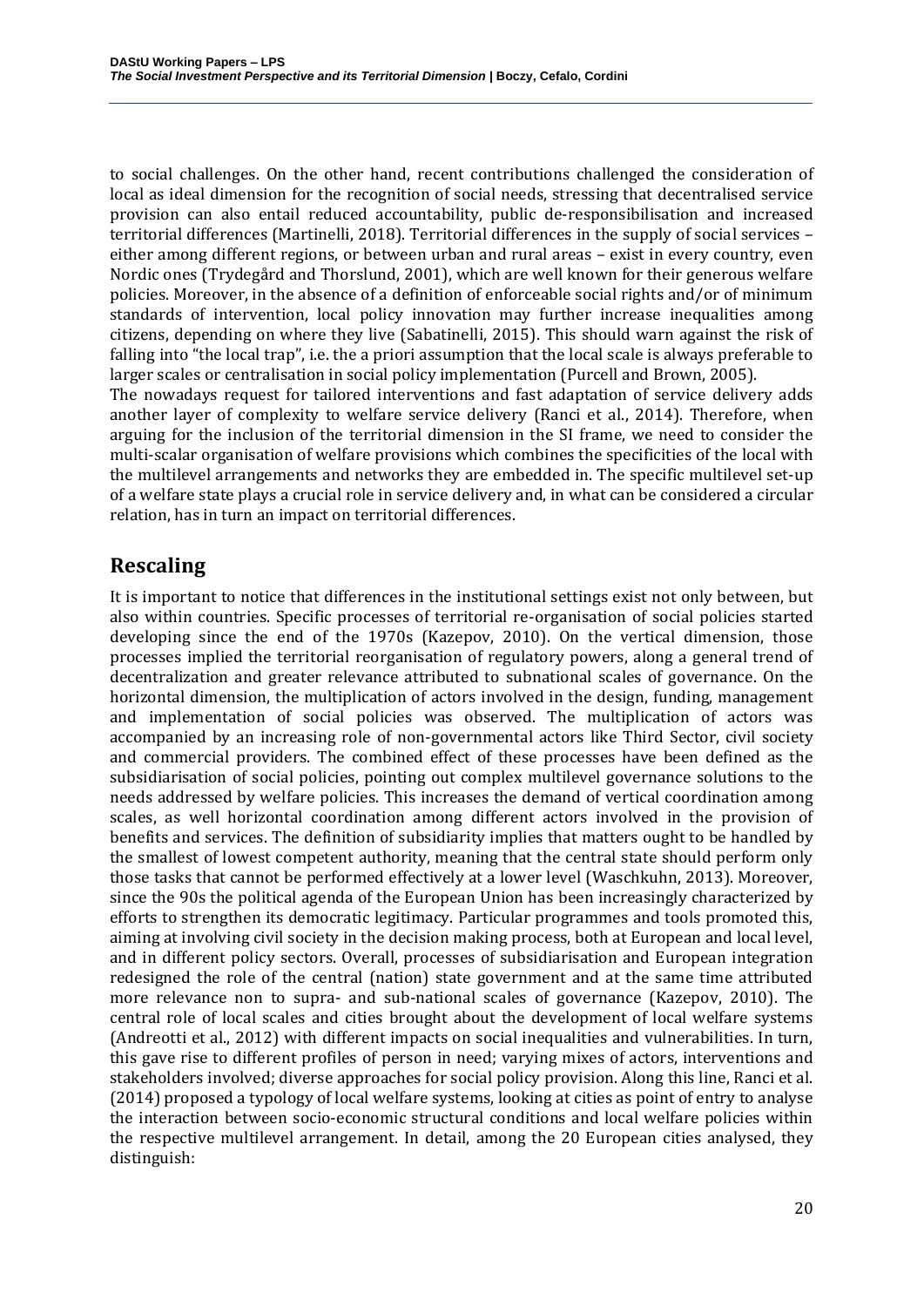to social challenges. On the other hand, recent contributions challenged the consideration of local as ideal dimension for the recognition of social needs, stressing that decentralised service provision can also entail reduced accountability, public de-responsibilisation and increased territorial differences (Martinelli, 2018). Territorial differences in the supply of social services – either among different regions, or between urban and rural areas – exist in every country, even Nordic ones (Trydegård and Thorslund, 2001), which are well known for their generous welfare policies. Moreover, in the absence of a definition of enforceable social rights and/or of minimum standards of intervention, local policy innovation may further increase inequalities among citizens, depending on where they live (Sabatinelli, 2015). This should warn against the risk of falling into "the local trap", i.e. the a priori assumption that the local scale is always preferable to larger scales or centralisation in social policy implementation (Purcell and Brown, 2005).

The nowadays request for tailored interventions and fast adaptation of service delivery adds another layer of complexity to welfare service delivery (Ranci et al., 2014). Therefore, when arguing for the inclusion of the territorial dimension in the SI frame, we need to consider the multi-scalar organisation of welfare provisions which combines the specificities of the local with the multilevel arrangements and networks they are embedded in. The specific multilevel set-up of a welfare state plays a crucial role in service delivery and, in what can be considered a circular relation, has in turn an impact on territorial differences.

## Rescaling

It is important to notice that differences in the institutional settings exist not only between, but also within countries. Specific processes of territorial re-organisation of social policies started developing since the end of the 1970s (Kazepov, 2010). On the vertical dimension, those processes implied the territorial reorganisation of regulatory powers, along a general trend of decentralization and greater relevance attributed to subnational scales of governance. On the horizontal dimension, the multiplication of actors involved in the design, funding, management and implementation of social policies was observed. The multiplication of actors was accompanied by an increasing role of non-governmental actors like Third Sector, civil society and commercial providers. The combined effect of these processes have been defined as the subsidiarisation of social policies, pointing out complex multilevel governance solutions to the needs addressed by welfare policies. This increases the demand of vertical coordination among scales, as well horizontal coordination among different actors involved in the provision of benefits and services. The definition of subsidiarity implies that matters ought to be handled by the smallest of lowest competent authority, meaning that the central state should perform only those tasks that cannot be performed effectively at a lower level (Waschkuhn, 2013). Moreover, since the 90s the political agenda of the European Union has been increasingly characterized by efforts to strengthen its democratic legitimacy. Particular programmes and tools promoted this, aiming at involving civil society in the decision making process, both at European and local level, and in different policy sectors. Overall, processes of subsidiarisation and European integration redesigned the role of the central (nation) state government and at the same time attributed more relevance non to supra- and sub-national scales of governance (Kazepov, 2010). The central role of local scales and cities brought about the development of local welfare systems (Andreotti et al., 2012) with different impacts on social inequalities and vulnerabilities. In turn, this gave rise to different profiles of person in need; varying mixes of actors, interventions and stakeholders involved; diverse approaches for social policy provision. Along this line, Ranci et al. (2014) proposed a typology of local welfare systems, looking at cities as point of entry to analyse the interaction between socio-economic structural conditions and local welfare policies within the respective multilevel arrangement. In detail, among the 20 European cities analysed, they distinguish: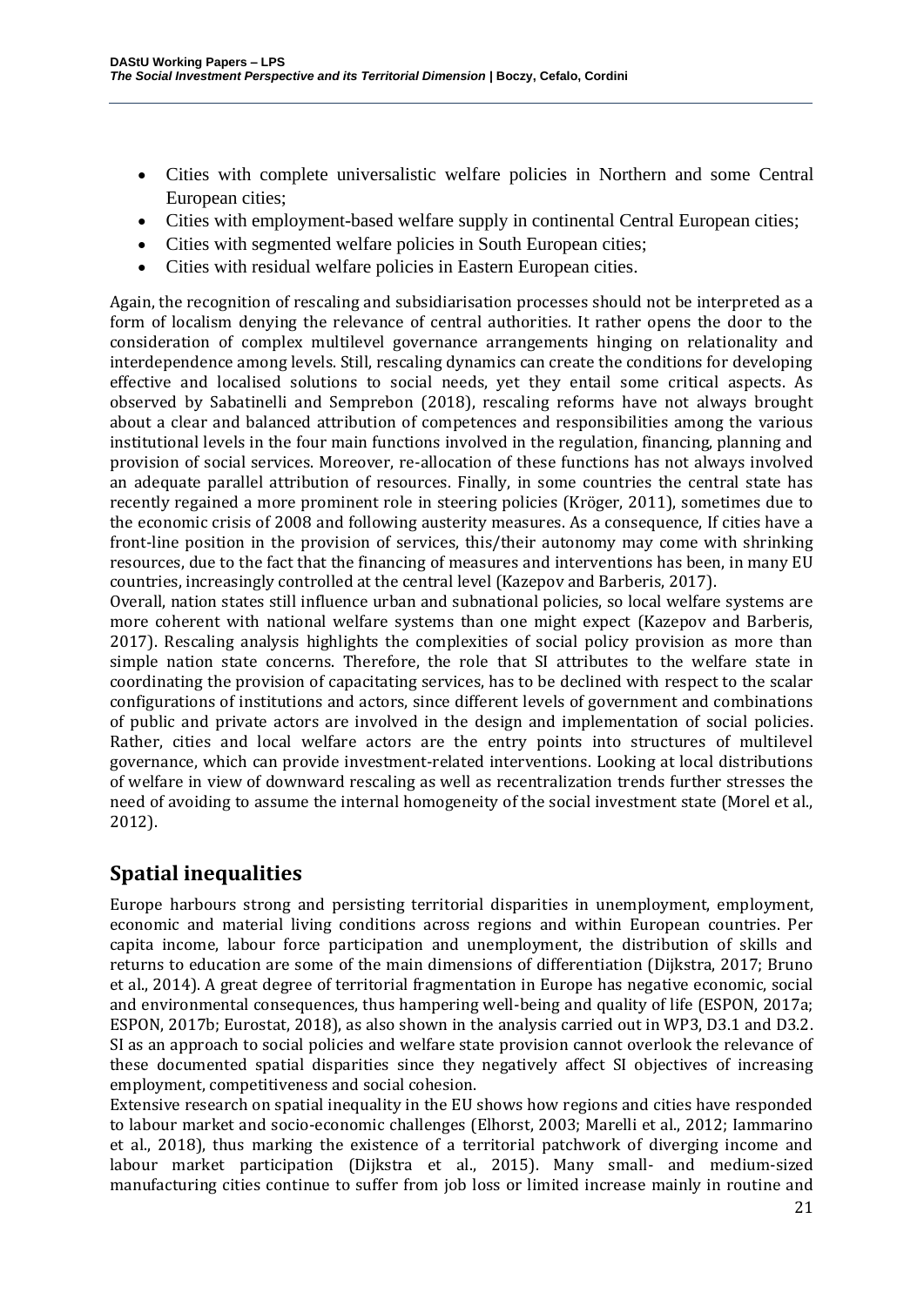- Cities with complete universalistic welfare policies in Northern and some Central European cities;
- Cities with employment-based welfare supply in continental Central European cities;
- Cities with segmented welfare policies in South European cities;
- Cities with residual welfare policies in Eastern European cities.

Again, the recognition of rescaling and subsidiarisation processes should not be interpreted as a form of localism denying the relevance of central authorities. It rather opens the door to the consideration of complex multilevel governance arrangements hinging on relationality and interdependence among levels. Still, rescaling dynamics can create the conditions for developing effective and localised solutions to social needs, yet they entail some critical aspects. As observed by Sabatinelli and Semprebon (2018), rescaling reforms have not always brought about a clear and balanced attribution of competences and responsibilities among the various institutional levels in the four main functions involved in the regulation, financing, planning and provision of social services. Moreover, re-allocation of these functions has not always involved an adequate parallel attribution of resources. Finally, in some countries the central state has recently regained a more prominent role in steering policies (Kröger, 2011), sometimes due to the economic crisis of 2008 and following austerity measures. As a consequence, If cities have a front-line position in the provision of services, this/their autonomy may come with shrinking resources, due to the fact that the financing of measures and interventions has been, in many EU countries, increasingly controlled at the central level (Kazepov and Barberis, 2017).

Overall, nation states still influence urban and subnational policies, so local welfare systems are more coherent with national welfare systems than one might expect (Kazepov and Barberis, 2017). Rescaling analysis highlights the complexities of social policy provision as more than simple nation state concerns. Therefore, the role that SI attributes to the welfare state in coordinating the provision of capacitating services, has to be declined with respect to the scalar configurations of institutions and actors, since different levels of government and combinations of public and private actors are involved in the design and implementation of social policies. Rather, cities and local welfare actors are the entry points into structures of multilevel governance, which can provide investment-related interventions. Looking at local distributions of welfare in view of downward rescaling as well as recentralization trends further stresses the need of avoiding to assume the internal homogeneity of the social investment state (Morel et al., 2012).

## Spatial inequalities

Europe harbours strong and persisting territorial disparities in unemployment, employment, economic and material living conditions across regions and within European countries. Per capita income, labour force participation and unemployment, the distribution of skills and returns to education are some of the main dimensions of differentiation (Dijkstra, 2017; Bruno et al., 2014). A great degree of territorial fragmentation in Europe has negative economic, social and environmental consequences, thus hampering well-being and quality of life (ESPON, 2017a; ESPON, 2017b; Eurostat, 2018), as also shown in the analysis carried out in WP3, D3.1 and D3.2. SI as an approach to social policies and welfare state provision cannot overlook the relevance of these documented spatial disparities since they negatively affect SI objectives of increasing employment, competitiveness and social cohesion.

Extensive research on spatial inequality in the EU shows how regions and cities have responded to labour market and socio-economic challenges (Elhorst, 2003; Marelli et al., 2012; Iammarino et al., 2018), thus marking the existence of a territorial patchwork of diverging income and labour market participation (Dijkstra et al., 2015). Many small- and medium-sized manufacturing cities continue to suffer from job loss or limited increase mainly in routine and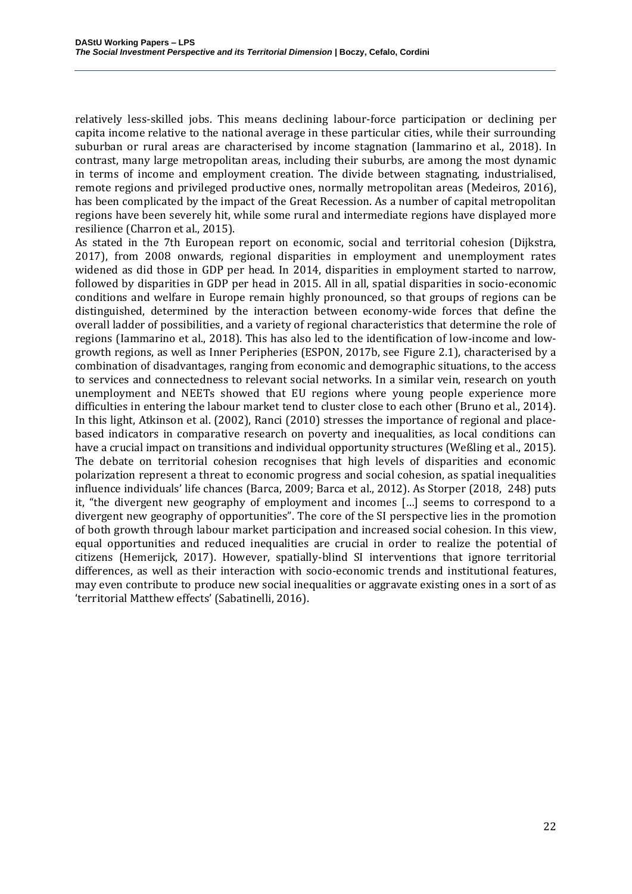relatively less-skilled jobs. This means declining labour-force participation or declining per capita income relative to the national average in these particular cities, while their surrounding suburban or rural areas are characterised by income stagnation (Iammarino et al., 2018). In contrast, many large metropolitan areas, including their suburbs, are among the most dynamic in terms of income and employment creation. The divide between stagnating, industrialised, remote regions and privileged productive ones, normally metropolitan areas (Medeiros, 2016), has been complicated by the impact of the Great Recession. As a number of capital metropolitan regions have been severely hit, while some rural and intermediate regions have displayed more resilience (Charron et al., 2015).

As stated in the 7th European report on economic, social and territorial cohesion (Dijkstra, 2017), from 2008 onwards, regional disparities in employment and unemployment rates widened as did those in GDP per head. In 2014, disparities in employment started to narrow, followed by disparities in GDP per head in 2015. All in all, spatial disparities in socio-economic conditions and welfare in Europe remain highly pronounced, so that groups of regions can be distinguished, determined by the interaction between economy-wide forces that define the overall ladder of possibilities, and a variety of regional characteristics that determine the role of regions (Iammarino et al., 2018). This has also led to the identification of low-income and low-growth regions, as well as Inner Peripheries (ESPON, 2017b, see Figure 2.1), characterised by a combination of disadvantages, ranging from economic and demographic situations, to the access to services and connectedness to relevant social networks. In a similar vein, research on youth unemployment and NEETs showed that EU regions where young people experience more difficulties in entering the labour market tend to cluster close to each other (Bruno et al., 2014). In this light, Atkinson et al. (2002), Ranci (2010) stresses the importance of regional and place-based indicators in comparative research on poverty and inequalities, as local conditions can have a crucial impact on transitions and individual opportunity structures (Weßling et al., 2015). The debate on territorial cohesion recognises that high levels of disparities and economic polarization represent a threat to economic progress and social cohesion, as spatial inequalities influence individuals' life chances (Barca, 2009; Barca et al., 2012). As Storper (2018, 248) puts it, "the divergent new geography of employment and incomes […] seems to correspond to a divergent new geography of opportunities". The core of the SI perspective lies in the promotion of both growth through labour market participation and increased social cohesion. In this view, equal opportunities and reduced inequalities are crucial in order to realize the potential of citizens (Hemerijck, 2017). However, spatially-blind SI interventions that ignore territorial differences, as well as their interaction with socio-economic trends and institutional features, may even contribute to produce new social inequalities or aggravate existing ones in a sort of as 'territorial Matthew effects' (Sabatinelli, 2016).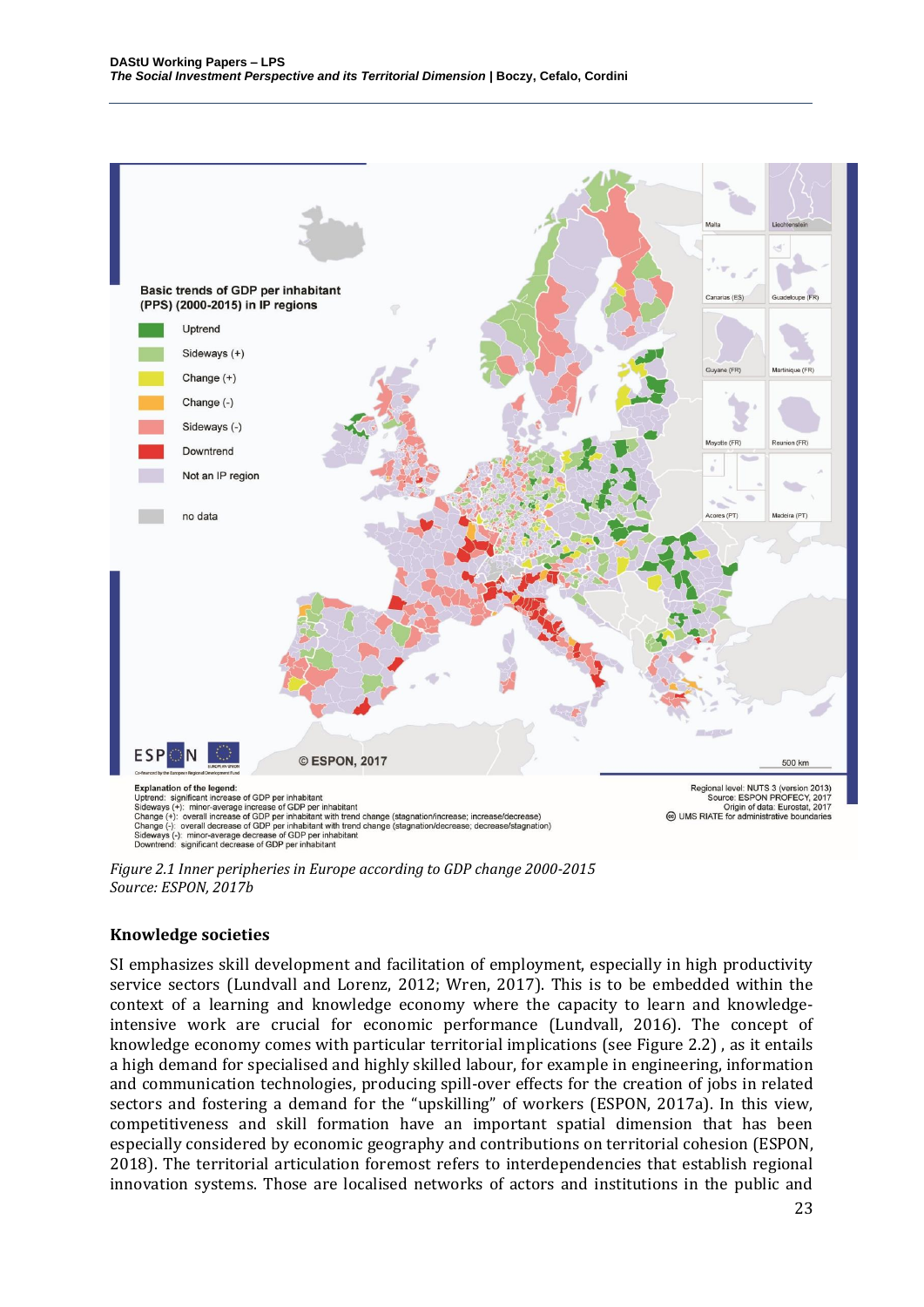*Figure 2.1 Inner peripheries in Europe according to GDP change 2000-2015*
*Source: ESPON, 2017b*

### Knowledge societies

SI emphasizes skill development and facilitation of employment, especially in high productivity service sectors (Lundvall and Lorenz, 2012; Wren, 2017). This is to be embedded within the context of a learning and knowledge economy where the capacity to learn and knowledge-intensive work are crucial for economic performance (Lundvall, 2016). The concept of knowledge economy comes with particular territorial implications (see Figure 2.2) , as it entails a high demand for specialised and highly skilled labour, for example in engineering, information and communication technologies, producing spill-over effects for the creation of jobs in related sectors and fostering a demand for the "upskilling" of workers (ESPON, 2017a). In this view, competitiveness and skill formation have an important spatial dimension that has been especially considered by economic geography and contributions on territorial cohesion (ESPON, 2018). The territorial articulation foremost refers to interdependencies that establish regional innovation systems. Those are localised networks of actors and institutions in the public and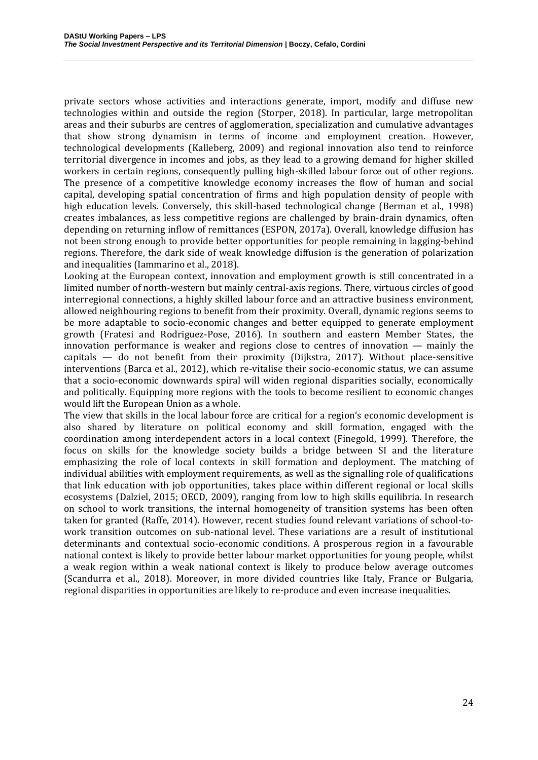private sectors whose activities and interactions generate, import, modify and diffuse new technologies within and outside the region (Storper, 2018). In particular, large metropolitan areas and their suburbs are centres of agglomeration, specialization and cumulative advantages that show strong dynamism in terms of income and employment creation. However, technological developments (Kalleberg, 2009) and regional innovation also tend to reinforce territorial divergence in incomes and jobs, as they lead to a growing demand for higher skilled workers in certain regions, consequently pulling high-skilled labour force out of other regions. The presence of a competitive knowledge economy increases the flow of human and social capital, developing spatial concentration of firms and high population density of people with high education levels. Conversely, this skill-based technological change (Berman et al., 1998) creates imbalances, as less competitive regions are challenged by brain-drain dynamics, often depending on returning inflow of remittances (ESPON, 2017a). Overall, knowledge diffusion has not been strong enough to provide better opportunities for people remaining in lagging-behind regions. Therefore, the dark side of weak knowledge diffusion is the generation of polarization and inequalities (Iammarino et al., 2018).

Looking at the European context, innovation and employment growth is still concentrated in a limited number of north-western but mainly central-axis regions. There, virtuous circles of good interregional connections, a highly skilled labour force and an attractive business environment, allowed neighbouring regions to benefit from their proximity. Overall, dynamic regions seems to be more adaptable to socio-economic changes and better equipped to generate employment growth (Fratesi and Rodriguez-Pose, 2016). In southern and eastern Member States, the innovation performance is weaker and regions close to centres of innovation — mainly the capitals — do not benefit from their proximity (Dijkstra, 2017). Without place-sensitive interventions (Barca et al., 2012), which re-vitalise their socio-economic status, we can assume that a socio-economic downwards spiral will widen regional disparities socially, economically and politically. Equipping more regions with the tools to become resilient to economic changes would lift the European Union as a whole.

The view that skills in the local labour force are critical for a region's economic development is also shared by literature on political economy and skill formation, engaged with the coordination among interdependent actors in a local context (Finegold, 1999). Therefore, the focus on skills for the knowledge society builds a bridge between SI and the literature emphasizing the role of local contexts in skill formation and deployment. The matching of individual abilities with employment requirements, as well as the signalling role of qualifications that link education with job opportunities, takes place within different regional or local skills ecosystems (Dalziel, 2015; OECD, 2009), ranging from low to high skills equilibria. In research on school to work transitions, the internal homogeneity of transition systems has been often taken for granted (Raffe, 2014). However, recent studies found relevant variations of school-to-work transition outcomes on sub-national level. These variations are a result of institutional determinants and contextual socio-economic conditions. A prosperous region in a favourable national context is likely to provide better labour market opportunities for young people, whilst a weak region within a weak national context is likely to produce below average outcomes (Scandurra et al., 2018). Moreover, in more divided countries like Italy, France or Bulgaria, regional disparities in opportunities are likely to re-produce and even increase inequalities.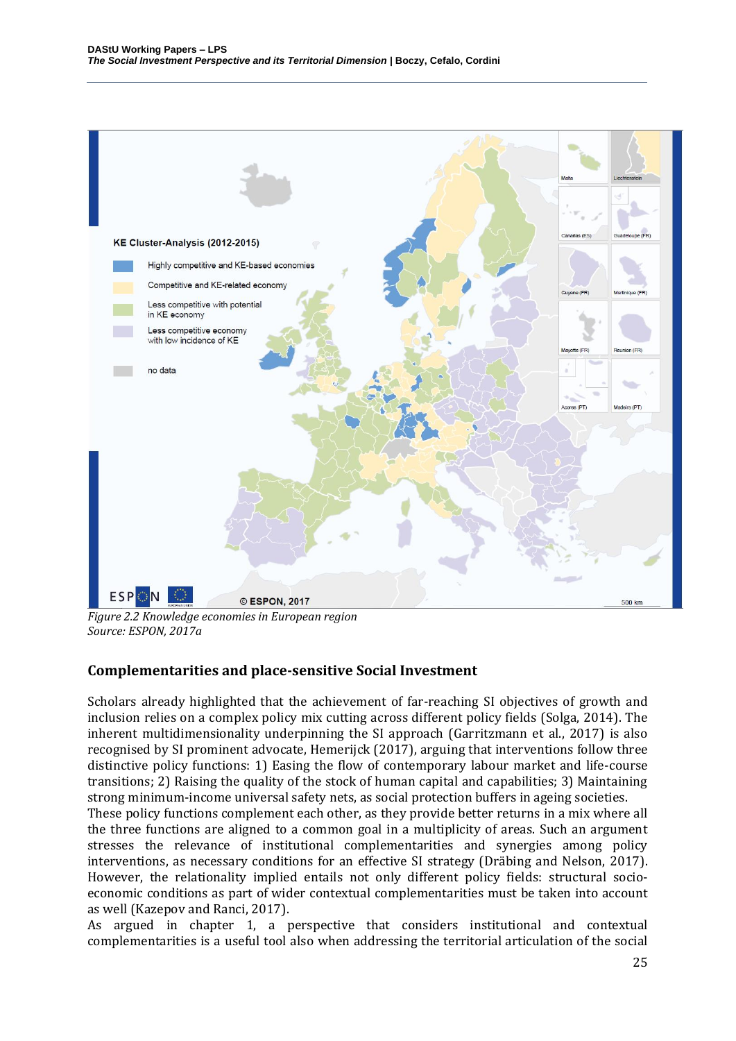*Figure 2.2 Knowledge economies in European region*
*Source: ESPON, 2017a*

## Complementarities and place-sensitive Social Investment

Scholars already highlighted that the achievement of far-reaching SI objectives of growth and inclusion relies on a complex policy mix cutting across different policy fields (Solga, 2014). The inherent multidimensionality underpinning the SI approach (Garritzmann et al., 2017) is also recognised by SI prominent advocate, Hemerijck (2017), arguing that interventions follow three distinctive policy functions: 1) Easing the flow of contemporary labour market and life-course transitions; 2) Raising the quality of the stock of human capital and capabilities; 3) Maintaining strong minimum-income universal safety nets, as social protection buffers in ageing societies.
These policy functions complement each other, as they provide better returns in a mix where all the three functions are aligned to a common goal in a multiplicity of areas. Such an argument stresses the relevance of institutional complementarities and synergies among policy interventions, as necessary conditions for an effective SI strategy (Dräbing and Nelson, 2017). However, the relationality implied entails not only different policy fields: structural socio-economic conditions as part of wider contextual complementarities must be taken into account as well (Kazepov and Ranci, 2017).
As argued in chapter 1, a perspective that considers institutional and contextual complementarities is a useful tool also when addressing the territorial articulation of the social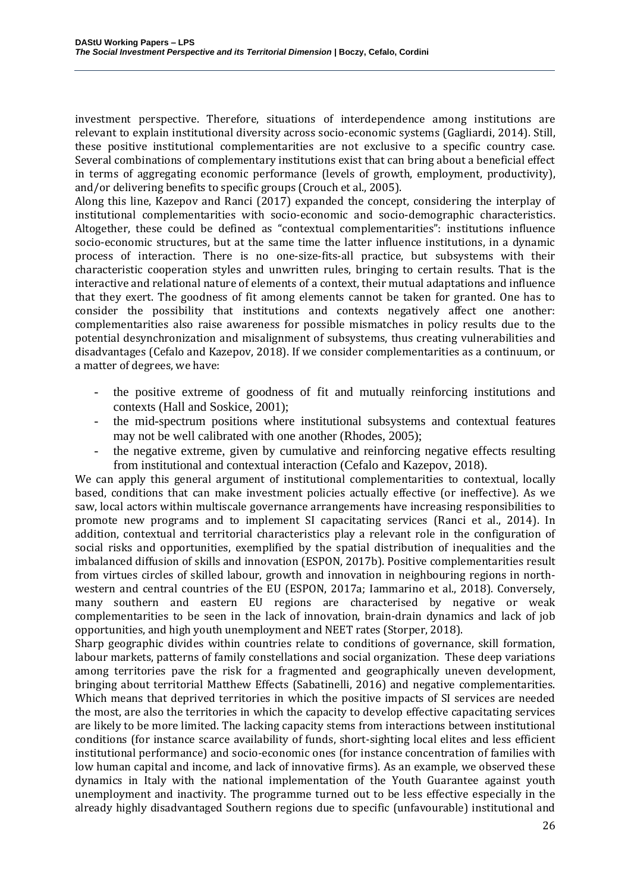investment perspective. Therefore, situations of interdependence among institutions are relevant to explain institutional diversity across socio-economic systems (Gagliardi, 2014). Still, these positive institutional complementarities are not exclusive to a specific country case. Several combinations of complementary institutions exist that can bring about a beneficial effect in terms of aggregating economic performance (levels of growth, employment, productivity), and/or delivering benefits to specific groups (Crouch et al., 2005).

Along this line, Kazepov and Ranci (2017) expanded the concept, considering the interplay of institutional complementarities with socio-economic and socio-demographic characteristics. Altogether, these could be defined as "contextual complementarities": institutions influence socio-economic structures, but at the same time the latter influence institutions, in a dynamic process of interaction. There is no one-size-fits-all practice, but subsystems with their characteristic cooperation styles and unwritten rules, bringing to certain results. That is the interactive and relational nature of elements of a context, their mutual adaptations and influence that they exert. The goodness of fit among elements cannot be taken for granted. One has to consider the possibility that institutions and contexts negatively affect one another: complementarities also raise awareness for possible mismatches in policy results due to the potential desynchronization and misalignment of subsystems, thus creating vulnerabilities and disadvantages (Cefalo and Kazepov, 2018). If we consider complementarities as a continuum, or a matter of degrees, we have:

- the positive extreme of goodness of fit and mutually reinforcing institutions and contexts (Hall and Soskice, 2001);
- the mid-spectrum positions where institutional subsystems and contextual features may not be well calibrated with one another (Rhodes, 2005);
- the negative extreme, given by cumulative and reinforcing negative effects resulting from institutional and contextual interaction (Cefalo and Kazepov, 2018).

We can apply this general argument of institutional complementarities to contextual, locally based, conditions that can make investment policies actually effective (or ineffective). As we saw, local actors within multiscale governance arrangements have increasing responsibilities to promote new programs and to implement SI capacitating services (Ranci et al., 2014). In addition, contextual and territorial characteristics play a relevant role in the configuration of social risks and opportunities, exemplified by the spatial distribution of inequalities and the imbalanced diffusion of skills and innovation (ESPON, 2017b). Positive complementarities result from virtues circles of skilled labour, growth and innovation in neighbouring regions in north-western and central countries of the EU (ESPON, 2017a; Iammarino et al., 2018). Conversely, many southern and eastern EU regions are characterised by negative or weak complementarities to be seen in the lack of innovation, brain-drain dynamics and lack of job opportunities, and high youth unemployment and NEET rates (Storper, 2018).

Sharp geographic divides within countries relate to conditions of governance, skill formation, labour markets, patterns of family constellations and social organization. These deep variations among territories pave the risk for a fragmented and geographically uneven development, bringing about territorial Matthew Effects (Sabatinelli, 2016) and negative complementarities. Which means that deprived territories in which the positive impacts of SI services are needed the most, are also the territories in which the capacity to develop effective capacitating services are likely to be more limited. The lacking capacity stems from interactions between institutional conditions (for instance scarce availability of funds, short-sighting local elites and less efficient institutional performance) and socio-economic ones (for instance concentration of families with low human capital and income, and lack of innovative firms). As an example, we observed these dynamics in Italy with the national implementation of the Youth Guarantee against youth unemployment and inactivity. The programme turned out to be less effective especially in the already highly disadvantaged Southern regions due to specific (unfavourable) institutional and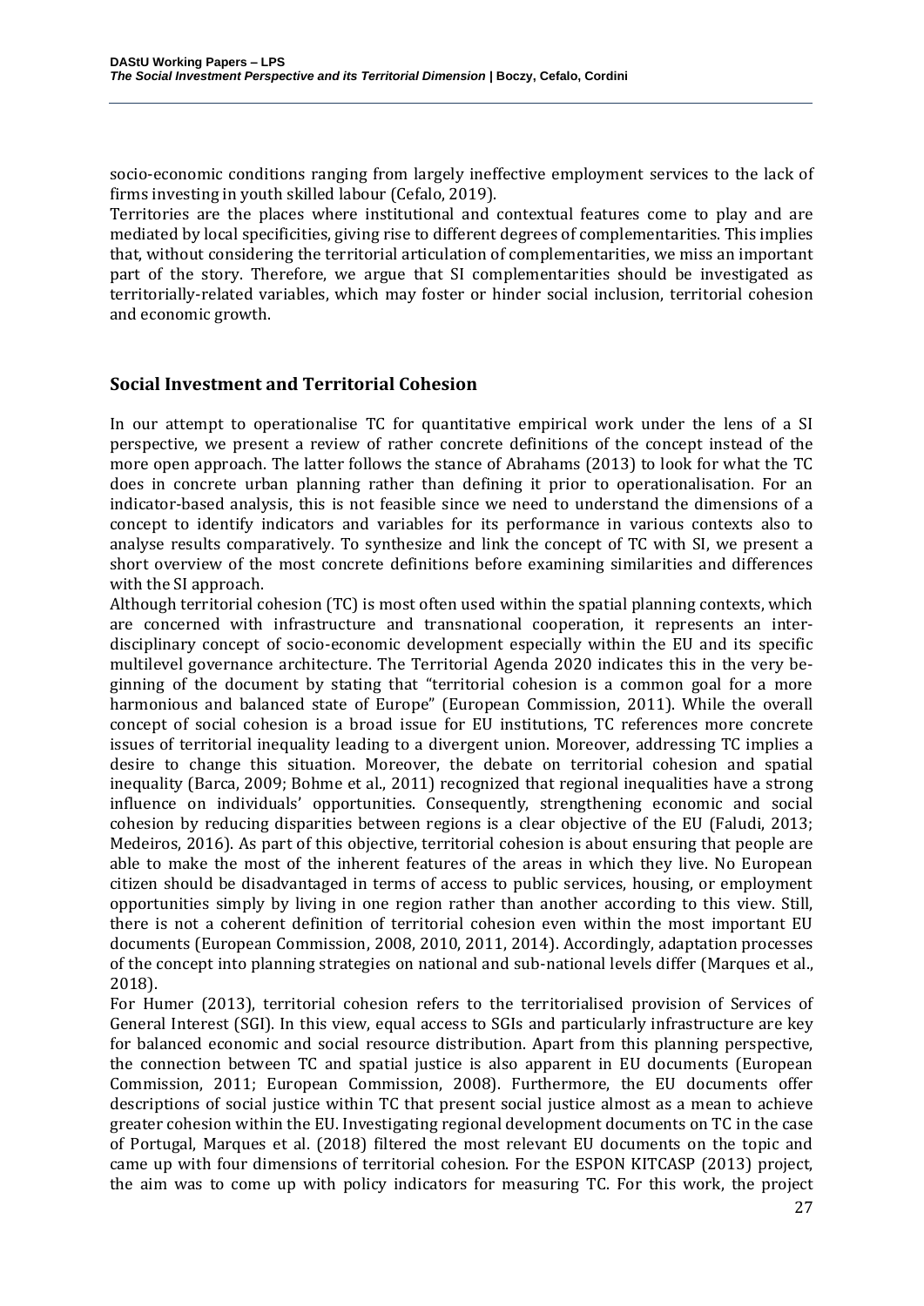socio-economic conditions ranging from largely ineffective employment services to the lack of firms investing in youth skilled labour (Cefalo, 2019).
Territories are the places where institutional and contextual features come to play and are mediated by local specificities, giving rise to different degrees of complementarities. This implies that, without considering the territorial articulation of complementarities, we miss an important part of the story. Therefore, we argue that SI complementarities should be investigated as territorially-related variables, which may foster or hinder social inclusion, territorial cohesion and economic growth.

## Social Investment and Territorial Cohesion

In our attempt to operationalise TC for quantitative empirical work under the lens of a SI perspective, we present a review of rather concrete definitions of the concept instead of the more open approach. The latter follows the stance of Abrahams (2013) to look for what the TC does in concrete urban planning rather than defining it prior to operationalisation. For an indicator-based analysis, this is not feasible since we need to understand the dimensions of a concept to identify indicators and variables for its performance in various contexts also to analyse results comparatively. To synthesize and link the concept of TC with SI, we present a short overview of the most concrete definitions before examining similarities and differences with the SI approach.
Although territorial cohesion (TC) is most often used within the spatial planning contexts, which are concerned with infrastructure and transnational cooperation, it represents an inter-disciplinary concept of socio-economic development especially within the EU and its specific multilevel governance architecture. The Territorial Agenda 2020 indicates this in the very beginning of the document by stating that "territorial cohesion is a common goal for a more harmonious and balanced state of Europe" (European Commission, 2011). While the overall concept of social cohesion is a broad issue for EU institutions, TC references more concrete issues of territorial inequality leading to a divergent union. Moreover, addressing TC implies a desire to change this situation. Moreover, the debate on territorial cohesion and spatial inequality (Barca, 2009; Bohme et al., 2011) recognized that regional inequalities have a strong influence on individuals' opportunities. Consequently, strengthening economic and social cohesion by reducing disparities between regions is a clear objective of the EU (Faludi, 2013; Medeiros, 2016). As part of this objective, territorial cohesion is about ensuring that people are able to make the most of the inherent features of the areas in which they live. No European citizen should be disadvantaged in terms of access to public services, housing, or employment opportunities simply by living in one region rather than another according to this view. Still, there is not a coherent definition of territorial cohesion even within the most important EU documents (European Commission, 2008, 2010, 2011, 2014). Accordingly, adaptation processes of the concept into planning strategies on national and sub-national levels differ (Marques et al., 2018).
For Humer (2013), territorial cohesion refers to the territorialised provision of Services of General Interest (SGI). In this view, equal access to SGIs and particularly infrastructure are key for balanced economic and social resource distribution. Apart from this planning perspective, the connection between TC and spatial justice is also apparent in EU documents (European Commission, 2011; European Commission, 2008). Furthermore, the EU documents offer descriptions of social justice within TC that present social justice almost as a mean to achieve greater cohesion within the EU. Investigating regional development documents on TC in the case of Portugal, Marques et al. (2018) filtered the most relevant EU documents on the topic and came up with four dimensions of territorial cohesion. For the ESPON KITCASP (2013) project, the aim was to come up with policy indicators for measuring TC. For this work, the project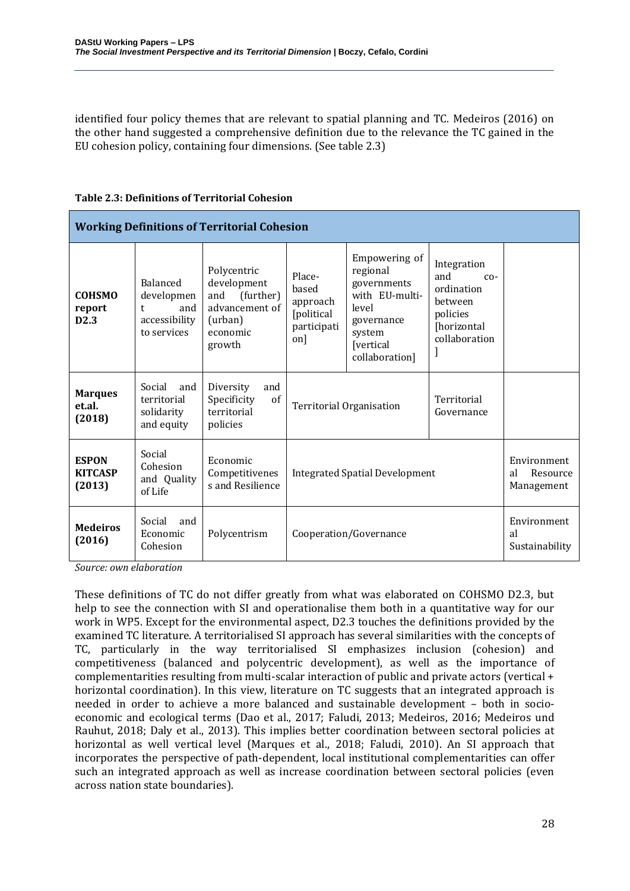identified four policy themes that are relevant to spatial planning and TC. Medeiros (2016) on the other hand suggested a comprehensive definition due to the relevance the TC gained in the EU cohesion policy, containing four dimensions. (See table 2.3)

**Table 2.3: Definitions of Territorial Cohesion**

| **Working Definitions of Territorial Cohesion** | | | | | | |
|---|---|---|---|---|---|---|
| **COHSMO report D2.3** | Balanced development and accessibility to services | Polycentric development and (further) advancement of (urban) economic growth | Place-based approach [political participation] | Empowering of regional governments with EU-multi-level governance system [vertical collaboration] | Integration and co-ordination between policies [horizontal collaboration] | |
| **Marques et.al. (2018)** | Social and territorial solidarity and equity | Diversity and Specificity of territorial policies | Territorial Organisation | | Territorial Governance | |
| **ESPON KITCASP (2013)** | Social Cohesion and Quality of Life | Economic Competitivenes s and Resilience | Integrated Spatial Development | | | Environmental Resource Management |
| **Medeiros (2016)** | Social and Economic Cohesion | Polycentrism | Cooperation/Governance | | | Environmental Sustainability |

*Source: own elaboration*

These definitions of TC do not differ greatly from what was elaborated on COHSMO D2.3, but help to see the connection with SI and operationalise them both in a quantitative way for our work in WP5. Except for the environmental aspect, D2.3 touches the definitions provided by the examined TC literature. A territorialised SI approach has several similarities with the concepts of TC, particularly in the way territorialised SI emphasizes inclusion (cohesion) and competitiveness (balanced and polycentric development), as well as the importance of complementarities resulting from multi-scalar interaction of public and private actors (vertical + horizontal coordination). In this view, literature on TC suggests that an integrated approach is needed in order to achieve a more balanced and sustainable development – both in socio-economic and ecological terms (Dao et al., 2017; Faludi, 2013; Medeiros, 2016; Medeiros und Rauhut, 2018; Daly et al., 2013). This implies better coordination between sectoral policies at horizontal as well vertical level (Marques et al., 2018; Faludi, 2010). An SI approach that incorporates the perspective of path-dependent, local institutional complementarities can offer such an integrated approach as well as increase coordination between sectoral policies (even across nation state boundaries).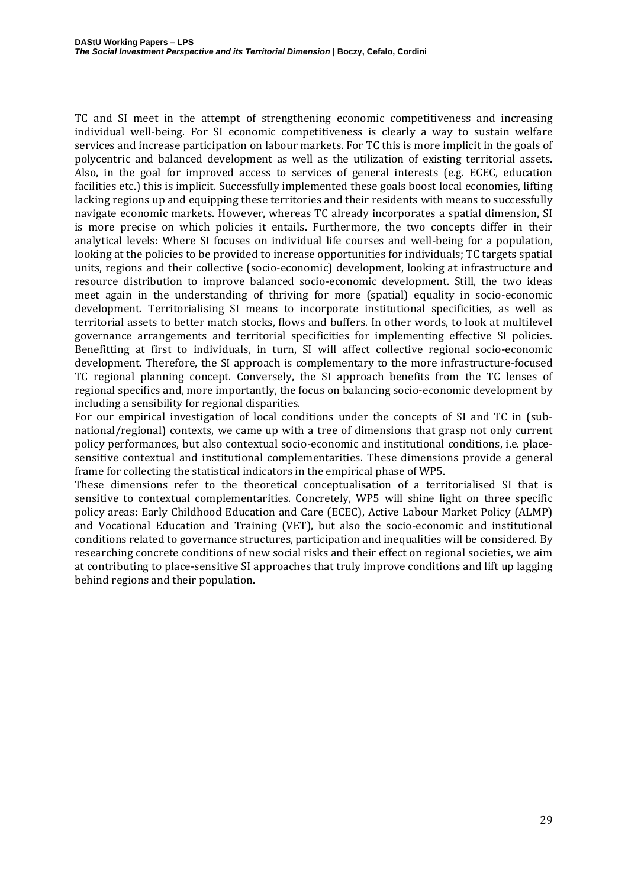TC and SI meet in the attempt of strengthening economic competitiveness and increasing individual well-being. For SI economic competitiveness is clearly a way to sustain welfare services and increase participation on labour markets. For TC this is more implicit in the goals of polycentric and balanced development as well as the utilization of existing territorial assets. Also, in the goal for improved access to services of general interests (e.g. ECEC, education facilities etc.) this is implicit. Successfully implemented these goals boost local economies, lifting lacking regions up and equipping these territories and their residents with means to successfully navigate economic markets. However, whereas TC already incorporates a spatial dimension, SI is more precise on which policies it entails. Furthermore, the two concepts differ in their analytical levels: Where SI focuses on individual life courses and well-being for a population, looking at the policies to be provided to increase opportunities for individuals; TC targets spatial units, regions and their collective (socio-economic) development, looking at infrastructure and resource distribution to improve balanced socio-economic development. Still, the two ideas meet again in the understanding of thriving for more (spatial) equality in socio-economic development. Territorialising SI means to incorporate institutional specificities, as well as territorial assets to better match stocks, flows and buffers. In other words, to look at multilevel governance arrangements and territorial specificities for implementing effective SI policies. Benefitting at first to individuals, in turn, SI will affect collective regional socio-economic development. Therefore, the SI approach is complementary to the more infrastructure-focused TC regional planning concept. Conversely, the SI approach benefits from the TC lenses of regional specifics and, more importantly, the focus on balancing socio-economic development by including a sensibility for regional disparities.

For our empirical investigation of local conditions under the concepts of SI and TC in (sub-national/regional) contexts, we came up with a tree of dimensions that grasp not only current policy performances, but also contextual socio-economic and institutional conditions, i.e. place-sensitive contextual and institutional complementarities. These dimensions provide a general frame for collecting the statistical indicators in the empirical phase of WP5.

These dimensions refer to the theoretical conceptualisation of a territorialised SI that is sensitive to contextual complementarities. Concretely, WP5 will shine light on three specific policy areas: Early Childhood Education and Care (ECEC), Active Labour Market Policy (ALMP) and Vocational Education and Training (VET), but also the socio-economic and institutional conditions related to governance structures, participation and inequalities will be considered. By researching concrete conditions of new social risks and their effect on regional societies, we aim at contributing to place-sensitive SI approaches that truly improve conditions and lift up lagging behind regions and their population.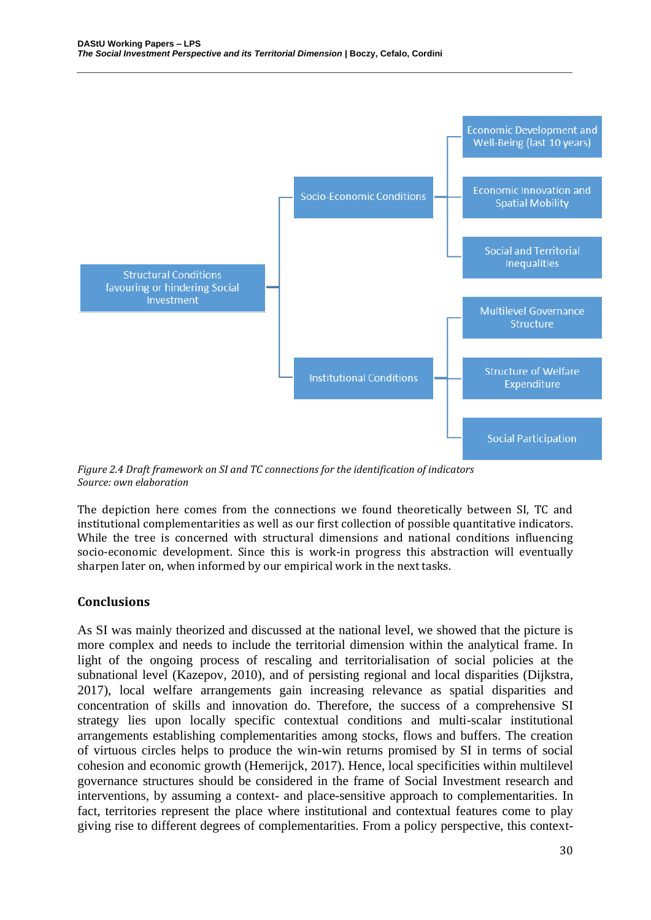Structural Conditions favouring or hindering Social Investment

- Socio-Economic Conditions
  - Economic Development and Well-Being (last 10 years)
  - Economic Innovation and Spatial Mobility
  - Social and Territorial Inequalities
- Institutional Conditions
  - Multilevel Governance Structure
  - Structure of Welfare Expenditure
  - Social Participation

*Figure 2.4 Draft framework on SI and TC connections for the identification of indicators*
*Source: own elaboration*

The depiction here comes from the connections we found theoretically between SI, TC and institutional complementarities as well as our first collection of possible quantitative indicators. While the tree is concerned with structural dimensions and national conditions influencing socio-economic development. Since this is work-in progress this abstraction will eventually sharpen later on, when informed by our empirical work in the next tasks.

## Conclusions

As SI was mainly theorized and discussed at the national level, we showed that the picture is more complex and needs to include the territorial dimension within the analytical frame. In light of the ongoing process of rescaling and territorialisation of social policies at the subnational level (Kazepov, 2010), and of persisting regional and local disparities (Dijkstra, 2017), local welfare arrangements gain increasing relevance as spatial disparities and concentration of skills and innovation do. Therefore, the success of a comprehensive SI strategy lies upon locally specific contextual conditions and multi-scalar institutional arrangements establishing complementarities among stocks, flows and buffers. The creation of virtuous circles helps to produce the win-win returns promised by SI in terms of social cohesion and economic growth (Hemerijck, 2017). Hence, local specificities within multilevel governance structures should be considered in the frame of Social Investment research and interventions, by assuming a context- and place-sensitive approach to complementarities. In fact, territories represent the place where institutional and contextual features come to play giving rise to different degrees of complementarities. From a policy perspective, this context-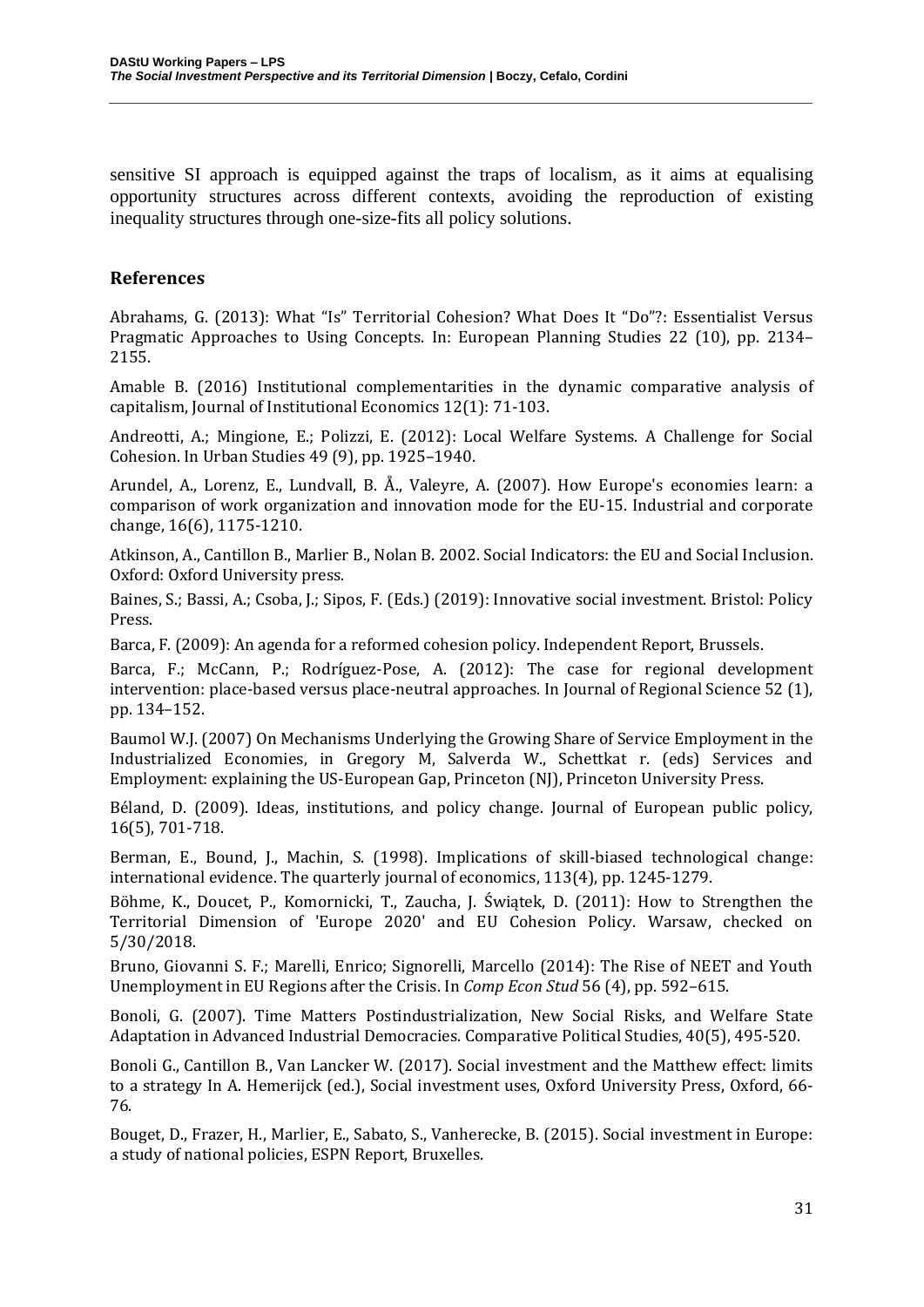sensitive SI approach is equipped against the traps of localism, as it aims at equalising opportunity structures across different contexts, avoiding the reproduction of existing inequality structures through one-size-fits all policy solutions.

## References

Abrahams, G. (2013): What "Is" Territorial Cohesion? What Does It "Do"?: Essentialist Versus Pragmatic Approaches to Using Concepts. In: European Planning Studies 22 (10), pp. 2134–2155.

Amable B. (2016) Institutional complementarities in the dynamic comparative analysis of capitalism, Journal of Institutional Economics 12(1): 71-103.

Andreotti, A.; Mingione, E.; Polizzi, E. (2012): Local Welfare Systems. A Challenge for Social Cohesion. In Urban Studies 49 (9), pp. 1925–1940.

Arundel, A., Lorenz, E., Lundvall, B. Å., Valeyre, A. (2007). How Europe's economies learn: a comparison of work organization and innovation mode for the EU-15. Industrial and corporate change, 16(6), 1175-1210.

Atkinson, A., Cantillon B., Marlier B., Nolan B. 2002. Social Indicators: the EU and Social Inclusion. Oxford: Oxford University press.

Baines, S.; Bassi, A.; Csoba, J.; Sipos, F. (Eds.) (2019): Innovative social investment. Bristol: Policy Press.

Barca, F. (2009): An agenda for a reformed cohesion policy. Independent Report, Brussels.

Barca, F.; McCann, P.; Rodríguez-Pose, A. (2012): The case for regional development intervention: place-based versus place-neutral approaches. In Journal of Regional Science 52 (1), pp. 134–152.

Baumol W.J. (2007) On Mechanisms Underlying the Growing Share of Service Employment in the Industrialized Economies, in Gregory M, Salverda W., Schettkat r. (eds) Services and Employment: explaining the US-European Gap, Princeton (NJ), Princeton University Press.

Béland, D. (2009). Ideas, institutions, and policy change. Journal of European public policy, 16(5), 701-718.

Berman, E., Bound, J., Machin, S. (1998). Implications of skill-biased technological change: international evidence. The quarterly journal of economics, 113(4), pp. 1245-1279.

Böhme, K., Doucet, P., Komornicki, T., Zaucha, J. Świątek, D. (2011): How to Strengthen the Territorial Dimension of 'Europe 2020' and EU Cohesion Policy. Warsaw, checked on 5/30/2018.

Bruno, Giovanni S. F.; Marelli, Enrico; Signorelli, Marcello (2014): The Rise of NEET and Youth Unemployment in EU Regions after the Crisis. In *Comp Econ Stud* 56 (4), pp. 592–615.

Bonoli, G. (2007). Time Matters Postindustrialization, New Social Risks, and Welfare State Adaptation in Advanced Industrial Democracies. Comparative Political Studies, 40(5), 495-520.

Bonoli G., Cantillon B., Van Lancker W. (2017). Social investment and the Matthew effect: limits to a strategy In A. Hemerijck (ed.), Social investment uses, Oxford University Press, Oxford, 66-76.

Bouget, D., Frazer, H., Marlier, E., Sabato, S., Vanherecke, B. (2015). Social investment in Europe: a study of national policies, ESPN Report, Bruxelles.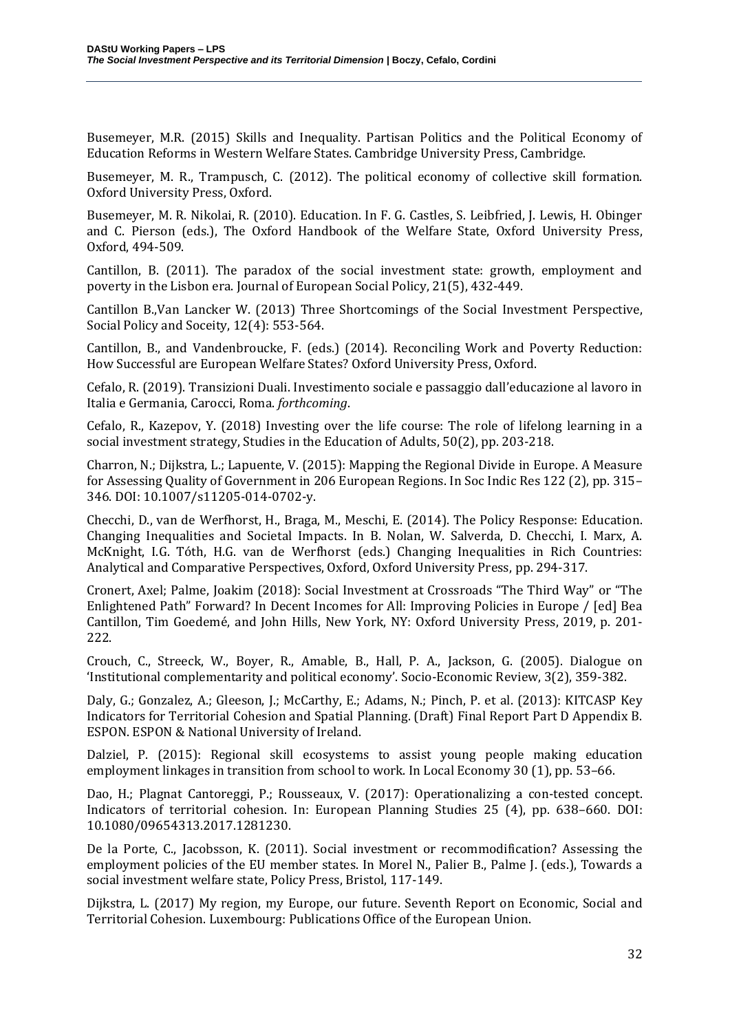Busemeyer, M.R. (2015) Skills and Inequality. Partisan Politics and the Political Economy of Education Reforms in Western Welfare States. Cambridge University Press, Cambridge.

Busemeyer, M. R., Trampusch, C. (2012). The political economy of collective skill formation. Oxford University Press, Oxford.

Busemeyer, M. R. Nikolai, R. (2010). Education. In F. G. Castles, S. Leibfried, J. Lewis, H. Obinger and C. Pierson (eds.), The Oxford Handbook of the Welfare State, Oxford University Press, Oxford, 494-509.

Cantillon, B. (2011). The paradox of the social investment state: growth, employment and poverty in the Lisbon era. Journal of European Social Policy, 21(5), 432-449.

Cantillon B.,Van Lancker W. (2013) Three Shortcomings of the Social Investment Perspective, Social Policy and Soceity, 12(4): 553-564.

Cantillon, B., and Vandenbroucke, F. (eds.) (2014). Reconciling Work and Poverty Reduction: How Successful are European Welfare States? Oxford University Press, Oxford.

Cefalo, R. (2019). Transizioni Duali. Investimento sociale e passaggio dall'educazione al lavoro in Italia e Germania, Carocci, Roma. *forthcoming*.

Cefalo, R., Kazepov, Y. (2018) Investing over the life course: The role of lifelong learning in a social investment strategy, Studies in the Education of Adults, 50(2), pp. 203-218.

Charron, N.; Dijkstra, L.; Lapuente, V. (2015): Mapping the Regional Divide in Europe. A Measure for Assessing Quality of Government in 206 European Regions. In Soc Indic Res 122 (2), pp. 315–346. DOI: 10.1007/s11205-014-0702-y.

Checchi, D., van de Werfhorst, H., Braga, M., Meschi, E. (2014). The Policy Response: Education. Changing Inequalities and Societal Impacts. In B. Nolan, W. Salverda, D. Checchi, I. Marx, A. McKnight, I.G. Tóth, H.G. van de Werfhorst (eds.) Changing Inequalities in Rich Countries: Analytical and Comparative Perspectives, Oxford, Oxford University Press, pp. 294-317.

Cronert, Axel; Palme, Joakim (2018): Social Investment at Crossroads "The Third Way" or "The Enlightened Path" Forward? In Decent Incomes for All: Improving Policies in Europe / [ed] Bea Cantillon, Tim Goedemé, and John Hills, New York, NY: Oxford University Press, 2019, p. 201-222.

Crouch, C., Streeck, W., Boyer, R., Amable, B., Hall, P. A., Jackson, G. (2005). Dialogue on 'Institutional complementarity and political economy'. Socio-Economic Review, 3(2), 359-382.

Daly, G.; Gonzalez, A.; Gleeson, J.; McCarthy, E.; Adams, N.; Pinch, P. et al. (2013): KITCASP Key Indicators for Territorial Cohesion and Spatial Planning. (Draft) Final Report Part D Appendix B. ESPON. ESPON & National University of Ireland.

Dalziel, P. (2015): Regional skill ecosystems to assist young people making education employment linkages in transition from school to work. In Local Economy 30 (1), pp. 53–66.

Dao, H.; Plagnat Cantoreggi, P.; Rousseaux, V. (2017): Operationalizing a con-tested concept. Indicators of territorial cohesion. In: European Planning Studies 25 (4), pp. 638–660. DOI: 10.1080/09654313.2017.1281230.

De la Porte, C., Jacobsson, K. (2011). Social investment or recommodification? Assessing the employment policies of the EU member states. In Morel N., Palier B., Palme J. (eds.), Towards a social investment welfare state, Policy Press, Bristol, 117-149.

Dijkstra, L. (2017) My region, my Europe, our future. Seventh Report on Economic, Social and Territorial Cohesion. Luxembourg: Publications Office of the European Union.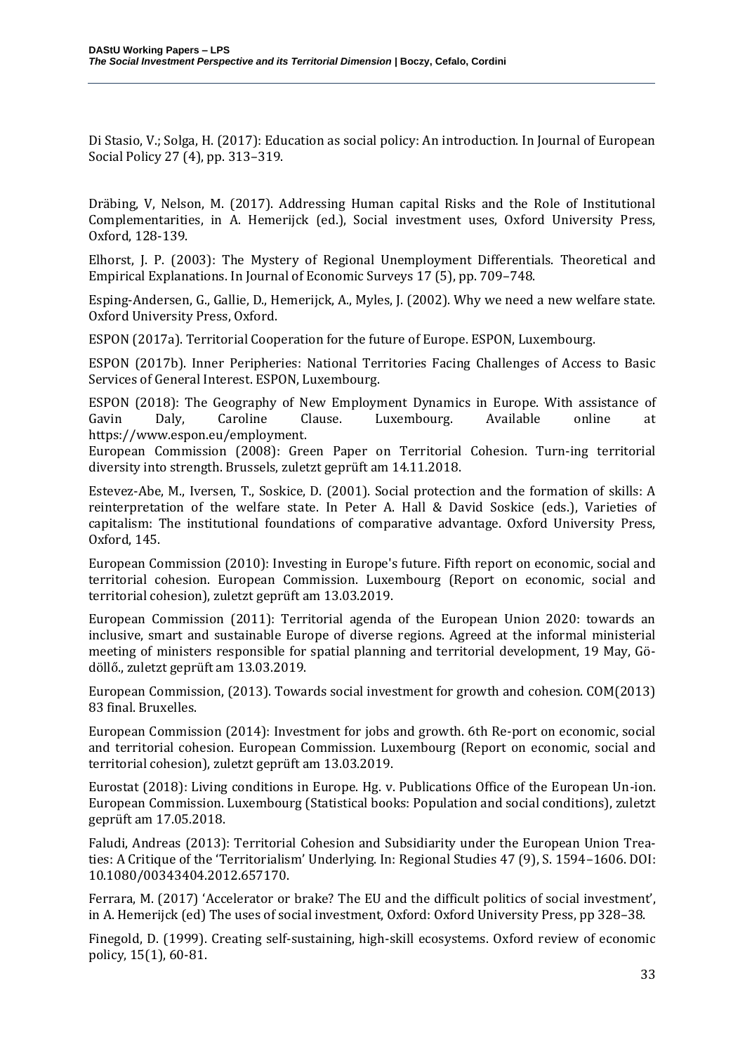Di Stasio, V.; Solga, H. (2017): Education as social policy: An introduction. In Journal of European Social Policy 27 (4), pp. 313–319.

Dräbing, V, Nelson, M. (2017). Addressing Human capital Risks and the Role of Institutional Complementarities, in A. Hemerijck (ed.), Social investment uses, Oxford University Press, Oxford, 128-139.

Elhorst, J. P. (2003): The Mystery of Regional Unemployment Differentials. Theoretical and Empirical Explanations. In Journal of Economic Surveys 17 (5), pp. 709–748.

Esping-Andersen, G., Gallie, D., Hemerijck, A., Myles, J. (2002). Why we need a new welfare state. Oxford University Press, Oxford.

ESPON (2017a). Territorial Cooperation for the future of Europe. ESPON, Luxembourg.

ESPON (2017b). Inner Peripheries: National Territories Facing Challenges of Access to Basic Services of General Interest. ESPON, Luxembourg.

ESPON (2018): The Geography of New Employment Dynamics in Europe. With assistance of Gavin Daly, Caroline Clause. Luxembourg. Available online at https://www.espon.eu/employment.

European Commission (2008): Green Paper on Territorial Cohesion. Turn-ing territorial diversity into strength. Brussels, zuletzt geprüft am 14.11.2018.

Estevez-Abe, M., Iversen, T., Soskice, D. (2001). Social protection and the formation of skills: A reinterpretation of the welfare state. In Peter A. Hall & David Soskice (eds.), Varieties of capitalism: The institutional foundations of comparative advantage. Oxford University Press, Oxford, 145.

European Commission (2010): Investing in Europe's future. Fifth report on economic, social and territorial cohesion. European Commission. Luxembourg (Report on economic, social and territorial cohesion), zuletzt geprüft am 13.03.2019.

European Commission (2011): Territorial agenda of the European Union 2020: towards an inclusive, smart and sustainable Europe of diverse regions. Agreed at the informal ministerial meeting of ministers responsible for spatial planning and territorial development, 19 May, Gödöllő., zuletzt geprüft am 13.03.2019.

European Commission, (2013). Towards social investment for growth and cohesion. COM(2013) 83 final. Bruxelles.

European Commission (2014): Investment for jobs and growth. 6th Re-port on economic, social and territorial cohesion. European Commission. Luxembourg (Report on economic, social and territorial cohesion), zuletzt geprüft am 13.03.2019.

Eurostat (2018): Living conditions in Europe. Hg. v. Publications Office of the European Un-ion. European Commission. Luxembourg (Statistical books: Population and social conditions), zuletzt geprüft am 17.05.2018.

Faludi, Andreas (2013): Territorial Cohesion and Subsidiarity under the European Union Treaties: A Critique of the 'Territorialism' Underlying. In: Regional Studies 47 (9), S. 1594–1606. DOI: 10.1080/00343404.2012.657170.

Ferrara, M. (2017) 'Accelerator or brake? The EU and the difficult politics of social investment', in A. Hemerijck (ed) The uses of social investment, Oxford: Oxford University Press, pp 328–38.

Finegold, D. (1999). Creating self-sustaining, high-skill ecosystems. Oxford review of economic policy, 15(1), 60-81.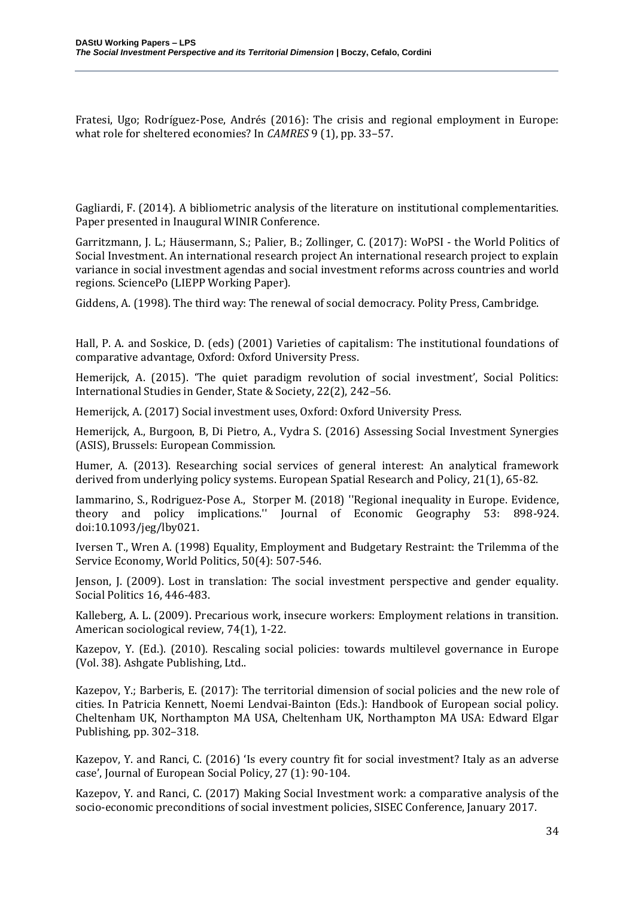Fratesi, Ugo; Rodríguez-Pose, Andrés (2016): The crisis and regional employment in Europe: what role for sheltered economies? In *CAMRES* 9 (1), pp. 33–57.

Gagliardi, F. (2014). A bibliometric analysis of the literature on institutional complementarities. Paper presented in Inaugural WINIR Conference.

Garritzmann, J. L.; Häusermann, S.; Palier, B.; Zollinger, C. (2017): WoPSI - the World Politics of Social Investment. An international research project An international research project to explain variance in social investment agendas and social investment reforms across countries and world regions. SciencePo (LIEPP Working Paper).

Giddens, A. (1998). The third way: The renewal of social democracy. Polity Press, Cambridge.

Hall, P. A. and Soskice, D. (eds) (2001) Varieties of capitalism: The institutional foundations of comparative advantage, Oxford: Oxford University Press.

Hemerijck, A. (2015). 'The quiet paradigm revolution of social investment', Social Politics: International Studies in Gender, State & Society, 22(2), 242–56.

Hemerijck, A. (2017) Social investment uses, Oxford: Oxford University Press.

Hemerijck, A., Burgoon, B, Di Pietro, A., Vydra S. (2016) Assessing Social Investment Synergies (ASIS), Brussels: European Commission.

Humer, A. (2013). Researching social services of general interest: An analytical framework derived from underlying policy systems. European Spatial Research and Policy, 21(1), 65-82.

Iammarino, S., Rodriguez-Pose A., Storper M. (2018) ''Regional inequality in Europe. Evidence, theory and policy implications.'' Journal of Economic Geography 53: 898-924. doi:10.1093/jeg/lby021.

Iversen T., Wren A. (1998) Equality, Employment and Budgetary Restraint: the Trilemma of the Service Economy, World Politics, 50(4): 507-546.

Jenson, J. (2009). Lost in translation: The social investment perspective and gender equality. Social Politics 16, 446-483.

Kalleberg, A. L. (2009). Precarious work, insecure workers: Employment relations in transition. American sociological review, 74(1), 1-22.

Kazepov, Y. (Ed.). (2010). Rescaling social policies: towards multilevel governance in Europe (Vol. 38). Ashgate Publishing, Ltd..

Kazepov, Y.; Barberis, E. (2017): The territorial dimension of social policies and the new role of cities. In Patricia Kennett, Noemi Lendvai-Bainton (Eds.): Handbook of European social policy. Cheltenham UK, Northampton MA USA, Cheltenham UK, Northampton MA USA: Edward Elgar Publishing, pp. 302–318.

Kazepov, Y. and Ranci, C. (2016) 'Is every country fit for social investment? Italy as an adverse case', Journal of European Social Policy, 27 (1): 90-104.

Kazepov, Y. and Ranci, C. (2017) Making Social Investment work: a comparative analysis of the socio-economic preconditions of social investment policies, SISEC Conference, January 2017.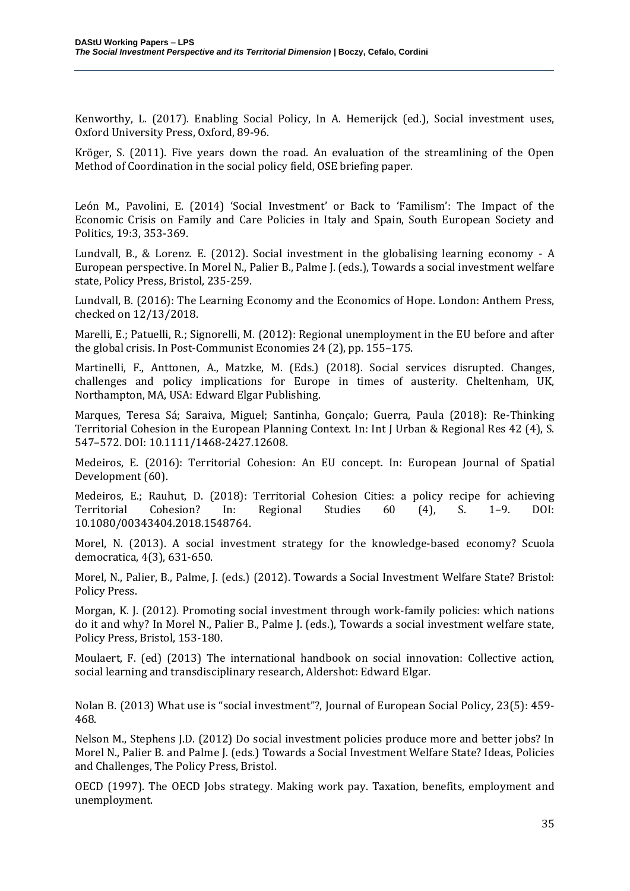Kenworthy, L. (2017). Enabling Social Policy, In A. Hemerijck (ed.), Social investment uses, Oxford University Press, Oxford, 89-96.

Kröger, S. (2011). Five years down the road. An evaluation of the streamlining of the Open Method of Coordination in the social policy field, OSE briefing paper.

León M., Pavolini, E. (2014) 'Social Investment' or Back to 'Familism': The Impact of the Economic Crisis on Family and Care Policies in Italy and Spain, South European Society and Politics, 19:3, 353-369.

Lundvall, B., & Lorenz. E. (2012). Social investment in the globalising learning economy - A European perspective. In Morel N., Palier B., Palme J. (eds.), Towards a social investment welfare state, Policy Press, Bristol, 235-259.

Lundvall, B. (2016): The Learning Economy and the Economics of Hope. London: Anthem Press, checked on 12/13/2018.

Marelli, E.; Patuelli, R.; Signorelli, M. (2012): Regional unemployment in the EU before and after the global crisis. In Post-Communist Economies 24 (2), pp. 155–175.

Martinelli, F., Anttonen, A., Matzke, M. (Eds.) (2018). Social services disrupted. Changes, challenges and policy implications for Europe in times of austerity. Cheltenham, UK, Northampton, MA, USA: Edward Elgar Publishing.

Marques, Teresa Sá; Saraiva, Miguel; Santinha, Gonçalo; Guerra, Paula (2018): Re-Thinking Territorial Cohesion in the European Planning Context. In: Int J Urban & Regional Res 42 (4), S. 547–572. DOI: 10.1111/1468-2427.12608.

Medeiros, E. (2016): Territorial Cohesion: An EU concept. In: European Journal of Spatial Development (60).

Medeiros, E.; Rauhut, D. (2018): Territorial Cohesion Cities: a policy recipe for achieving Territorial Cohesion? In: Regional Studies 60 (4), S. 1–9. DOI: 10.1080/00343404.2018.1548764.

Morel, N. (2013). A social investment strategy for the knowledge-based economy? Scuola democratica, 4(3), 631-650.

Morel, N., Palier, B., Palme, J. (eds.) (2012). Towards a Social Investment Welfare State? Bristol: Policy Press.

Morgan, K. J. (2012). Promoting social investment through work-family policies: which nations do it and why? In Morel N., Palier B., Palme J. (eds.), Towards a social investment welfare state, Policy Press, Bristol, 153-180.

Moulaert, F. (ed) (2013) The international handbook on social innovation: Collective action, social learning and transdisciplinary research, Aldershot: Edward Elgar.

Nolan B. (2013) What use is "social investment"?, Journal of European Social Policy, 23(5): 459-468.

Nelson M., Stephens J.D. (2012) Do social investment policies produce more and better jobs? In Morel N., Palier B. and Palme J. (eds.) Towards a Social Investment Welfare State? Ideas, Policies and Challenges, The Policy Press, Bristol.

OECD (1997). The OECD Jobs strategy. Making work pay. Taxation, benefits, employment and unemployment.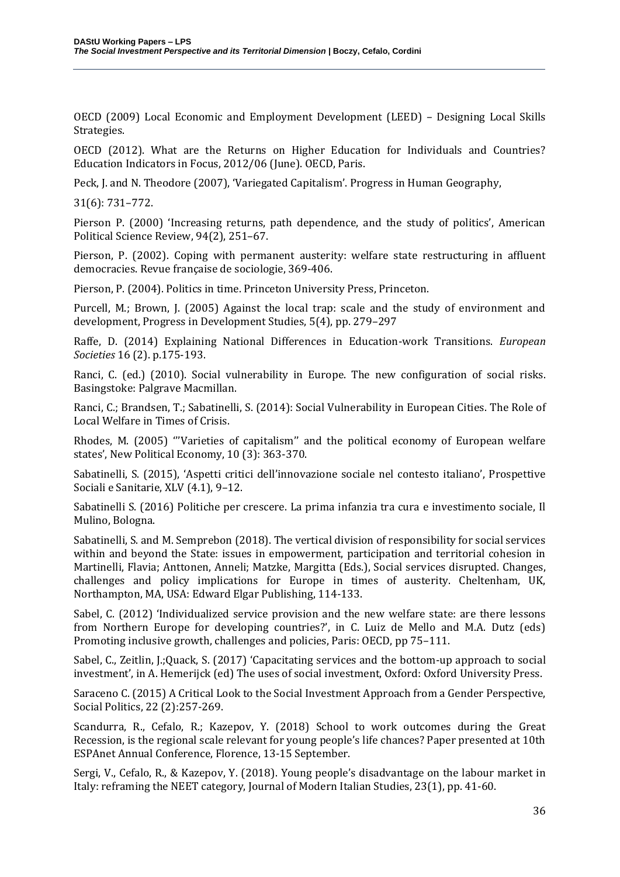OECD (2009) Local Economic and Employment Development (LEED) – Designing Local Skills Strategies.

OECD (2012). What are the Returns on Higher Education for Individuals and Countries? Education Indicators in Focus, 2012/06 (June). OECD, Paris.

Peck, J. and N. Theodore (2007), 'Variegated Capitalism'. Progress in Human Geography,

31(6): 731–772.

Pierson P. (2000) 'Increasing returns, path dependence, and the study of politics', American Political Science Review, 94(2), 251–67.

Pierson, P. (2002). Coping with permanent austerity: welfare state restructuring in affluent democracies. Revue française de sociologie, 369-406.

Pierson, P. (2004). Politics in time. Princeton University Press, Princeton.

Purcell, M.; Brown, J. (2005) Against the local trap: scale and the study of environment and development, Progress in Development Studies, 5(4), pp. 279–297

Raffe, D. (2014) Explaining National Differences in Education-work Transitions. *European Societies* 16 (2). p.175-193.

Ranci, C. (ed.) (2010). Social vulnerability in Europe. The new configuration of social risks. Basingstoke: Palgrave Macmillan.

Ranci, C.; Brandsen, T.; Sabatinelli, S. (2014): Social Vulnerability in European Cities. The Role of Local Welfare in Times of Crisis.

Rhodes, M. (2005) '"Varieties of capitalism'' and the political economy of European welfare states', New Political Economy, 10 (3): 363-370.

Sabatinelli, S. (2015), 'Aspetti critici dell'innovazione sociale nel contesto italiano', Prospettive Sociali e Sanitarie, XLV (4.1), 9–12.

Sabatinelli S. (2016) Politiche per crescere. La prima infanzia tra cura e investimento sociale, Il Mulino, Bologna.

Sabatinelli, S. and M. Semprebon (2018). The vertical division of responsibility for social services within and beyond the State: issues in empowerment, participation and territorial cohesion in Martinelli, Flavia; Anttonen, Anneli; Matzke, Margitta (Eds.), Social services disrupted. Changes, challenges and policy implications for Europe in times of austerity. Cheltenham, UK, Northampton, MA, USA: Edward Elgar Publishing, 114-133.

Sabel, C. (2012) 'Individualized service provision and the new welfare state: are there lessons from Northern Europe for developing countries?', in C. Luiz de Mello and M.A. Dutz (eds) Promoting inclusive growth, challenges and policies, Paris: OECD, pp 75–111.

Sabel, C., Zeitlin, J.;Quack, S. (2017) 'Capacitating services and the bottom-up approach to social investment', in A. Hemerijck (ed) The uses of social investment, Oxford: Oxford University Press.

Saraceno C. (2015) A Critical Look to the Social Investment Approach from a Gender Perspective, Social Politics, 22 (2):257-269.

Scandurra, R., Cefalo, R.; Kazepov, Y. (2018) School to work outcomes during the Great Recession, is the regional scale relevant for young people's life chances? Paper presented at 10th ESPAnet Annual Conference, Florence, 13-15 September.

Sergi, V., Cefalo, R., & Kazepov, Y. (2018). Young people's disadvantage on the labour market in Italy: reframing the NEET category, Journal of Modern Italian Studies, 23(1), pp. 41-60.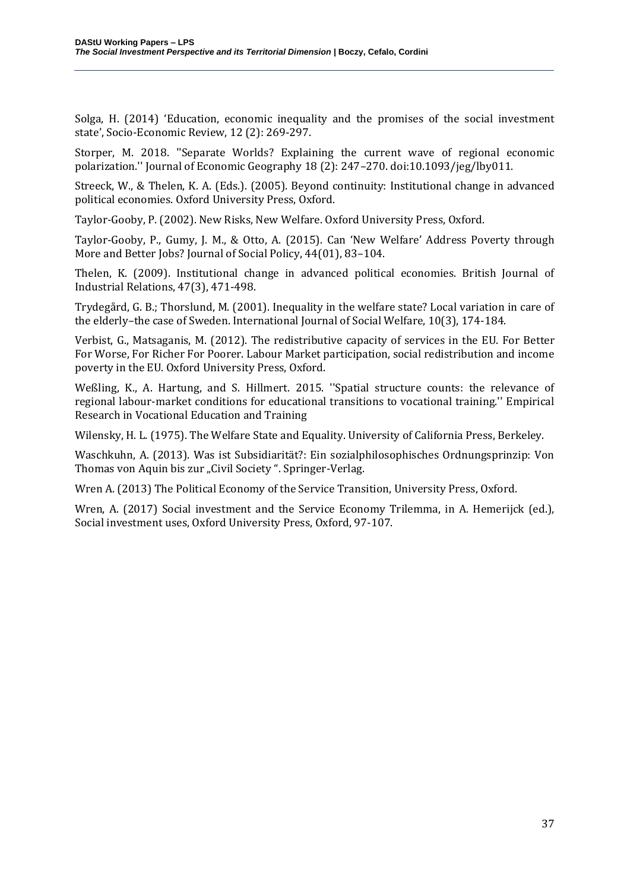Solga, H. (2014) 'Education, economic inequality and the promises of the social investment state', Socio-Economic Review, 12 (2): 269-297.

Storper, M. 2018. ''Separate Worlds? Explaining the current wave of regional economic polarization.'' Journal of Economic Geography 18 (2): 247–270. doi:10.1093/jeg/lby011.

Streeck, W., & Thelen, K. A. (Eds.). (2005). Beyond continuity: Institutional change in advanced political economies. Oxford University Press, Oxford.

Taylor-Gooby, P. (2002). New Risks, New Welfare. Oxford University Press, Oxford.

Taylor-Gooby, P., Gumy, J. M., & Otto, A. (2015). Can 'New Welfare' Address Poverty through More and Better Jobs? Journal of Social Policy, 44(01), 83–104.

Thelen, K. (2009). Institutional change in advanced political economies. British Journal of Industrial Relations, 47(3), 471-498.

Trydegård, G. B.; Thorslund, M. (2001). Inequality in the welfare state? Local variation in care of the elderly–the case of Sweden. International Journal of Social Welfare, 10(3), 174-184.

Verbist, G., Matsaganis, M. (2012). The redistributive capacity of services in the EU. For Better For Worse, For Richer For Poorer. Labour Market participation, social redistribution and income poverty in the EU. Oxford University Press, Oxford.

Weßling, K., A. Hartung, and S. Hillmert. 2015. ''Spatial structure counts: the relevance of regional labour-market conditions for educational transitions to vocational training.'' Empirical Research in Vocational Education and Training

Wilensky, H. L. (1975). The Welfare State and Equality. University of California Press, Berkeley.

Waschkuhn, A. (2013). Was ist Subsidiarität?: Ein sozialphilosophisches Ordnungsprinzip: Von Thomas von Aquin bis zur „Civil Society ". Springer-Verlag.

Wren A. (2013) The Political Economy of the Service Transition, University Press, Oxford.

Wren, A. (2017) Social investment and the Service Economy Trilemma, in A. Hemerijck (ed.), Social investment uses, Oxford University Press, Oxford, 97-107.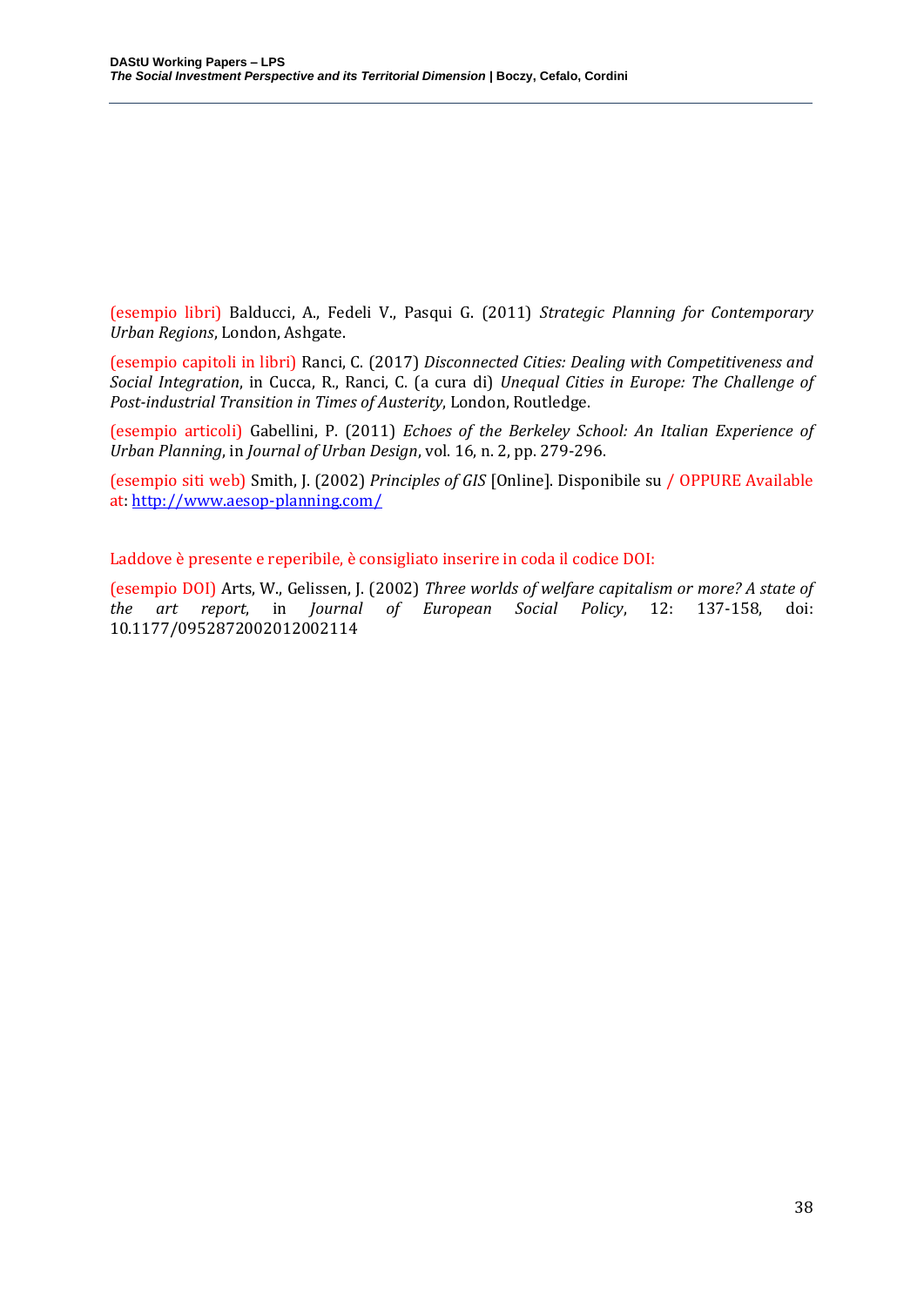(esempio libri) Balducci, A., Fedeli V., Pasqui G. (2011) *Strategic Planning for Contemporary Urban Regions*, London, Ashgate.

(esempio capitoli in libri) Ranci, C. (2017) *Disconnected Cities: Dealing with Competitiveness and Social Integration*, in Cucca, R., Ranci, C. (a cura di) *Unequal Cities in Europe: The Challenge of Post-industrial Transition in Times of Austerity*, London, Routledge.

(esempio articoli) Gabellini, P. (2011) *Echoes of the Berkeley School: An Italian Experience of Urban Planning*, in *Journal of Urban Design*, vol. 16, n. 2, pp. 279-296.

(esempio siti web) Smith, J. (2002) *Principles of GIS* [Online]. Disponibile su / OPPURE Available at: http://www.aesop-planning.com/

Laddove è presente e reperibile, è consigliato inserire in coda il codice DOI:

(esempio DOI) Arts, W., Gelissen, J. (2002) *Three worlds of welfare capitalism or more? A state of the art report*, in *Journal of European Social Policy*, 12: 137-158, doi: 10.1177/0952872002012002114